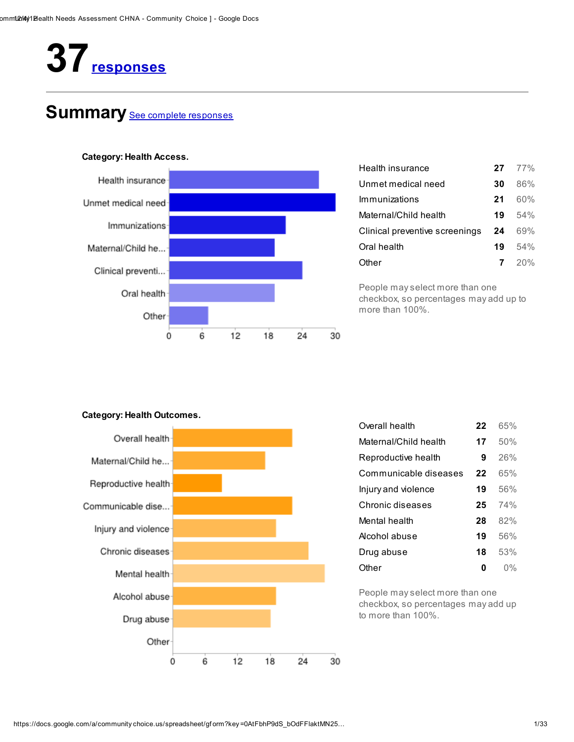# 37 responses

## Summary See complete responses

**Category: Health Access.**

| | | |
|---|---|---|
| Health insurance | 27 | 77% |
| Unmet medical need | 30 | 86% |
| Immunizations | 21 | 60% |
| Maternal/Child health | 19 | 54% |
| Clinical preventive screenings | 24 | 69% |
| Oral health | 19 | 54% |
| Other | 7 | 20% |

People may select more than one checkbox, so percentages may add up to more than 100%.

**Category: Health Outcomes.**

| | | |
|---|---|---|
| Overall health | 22 | 65% |
| Maternal/Child health | 17 | 50% |
| Reproductive health | 9 | 26% |
| Communicable diseases | 22 | 65% |
| Injury and violence | 19 | 56% |
| Chronic diseases | 25 | 74% |
| Mental health | 28 | 82% |
| Alcohol abuse | 19 | 56% |
| Drug abuse | 18 | 53% |
| Other | 0 | 0% |

People may select more than one checkbox, so percentages may add up to more than 100%.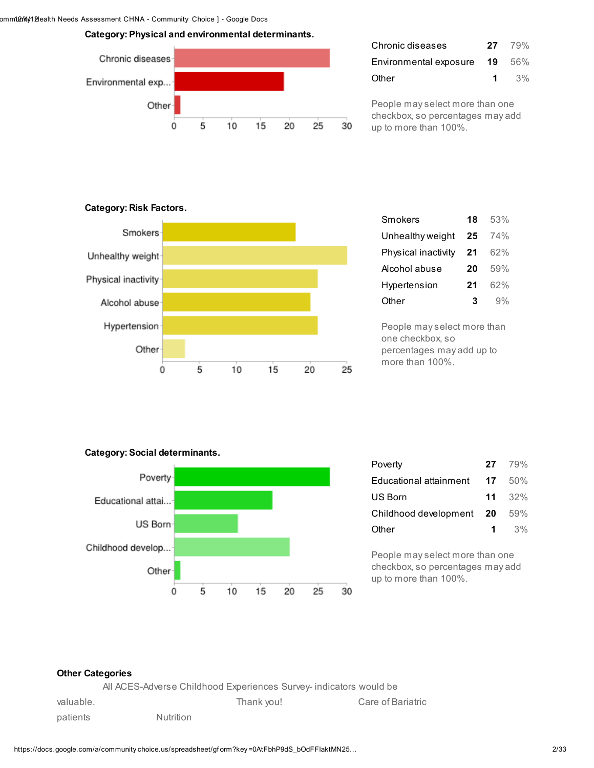**Category: Physical and environmental determinants.**

| | | |
|---|---|---|
| Chronic diseases | **27** | 79% |
| Environmental exposure | **19** | 56% |
| Other | **1** | 3% |

People may select more than one checkbox, so percentages may add up to more than 100%.

**Category: Risk Factors.**

| | | |
|---|---|---|
| Smokers | **18** | 53% |
| Unhealthy weight | **25** | 74% |
| Physical inactivity | **21** | 62% |
| Alcohol abuse | **20** | 59% |
| Hypertension | **21** | 62% |
| Other | **3** | 9% |

People may select more than one checkbox, so percentages may add up to more than 100%.

**Category: Social determinants.**

| | | |
|---|---|---|
| Poverty | **27** | 79% |
| Educational attainment | **17** | 50% |
| US Born | **11** | 32% |
| Childhood development | **20** | 59% |
| Other | **1** | 3% |

People may select more than one checkbox, so percentages may add up to more than 100%.

**Other Categories**

All ACES-Adverse Childhood Experiences Survey- indicators would be valuable. Thank you! Care of Bariatric patients Nutrition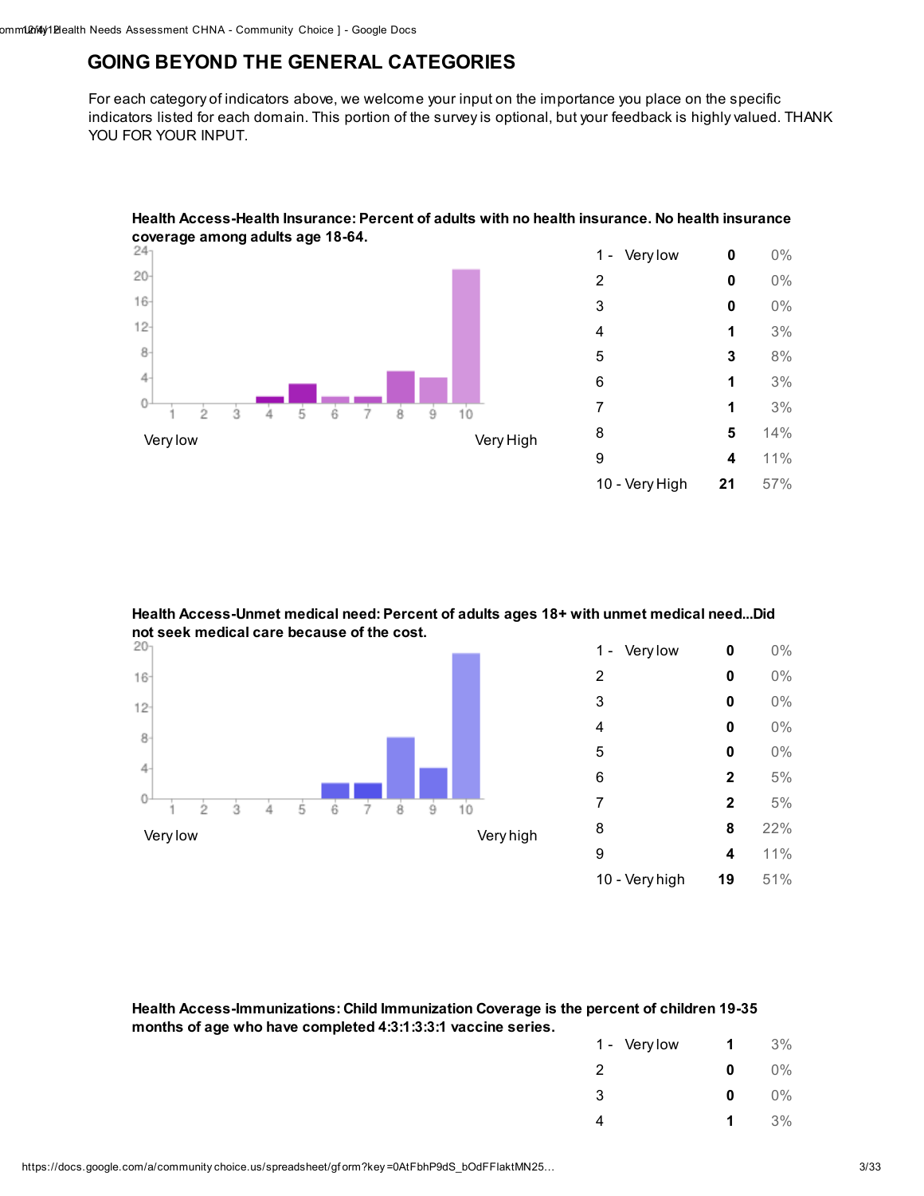## GOING BEYOND THE GENERAL CATEGORIES

For each category of indicators above, we welcome your input on the importance you place on the specific indicators listed for each domain. This portion of the survey is optional, but your feedback is highly valued. THANK YOU FOR YOUR INPUT.

**Health Access-Health Insurance: Percent of adults with no health insurance. No health insurance coverage among adults age 18-64.**

| Rating | Count | Percent |
|---|---|---|
| 1 - Very low | 0 | 0% |
| 2 | 0 | 0% |
| 3 | 0 | 0% |
| 4 | 1 | 3% |
| 5 | 3 | 8% |
| 6 | 1 | 3% |
| 7 | 1 | 3% |
| 8 | 5 | 14% |
| 9 | 4 | 11% |
| 10 - Very High | 21 | 57% |

**Health Access-Unmet medical need: Percent of adults ages 18+ with unmet medical need...Did not seek medical care because of the cost.**

| Rating | Count | Percent |
|---|---|---|
| 1 - Very low | 0 | 0% |
| 2 | 0 | 0% |
| 3 | 0 | 0% |
| 4 | 0 | 0% |
| 5 | 0 | 0% |
| 6 | 2 | 5% |
| 7 | 2 | 5% |
| 8 | 8 | 22% |
| 9 | 4 | 11% |
| 10 - Very high | 19 | 51% |

**Health Access-Immunizations: Child Immunization Coverage is the percent of children 19-35 months of age who have completed 4:3:1:3:3:1 vaccine series.**

| Rating | Count | Percent |
|---|---|---|
| 1 - Very low | 1 | 3% |
| 2 | 0 | 0% |
| 3 | 0 | 0% |
| 4 | 1 | 3% |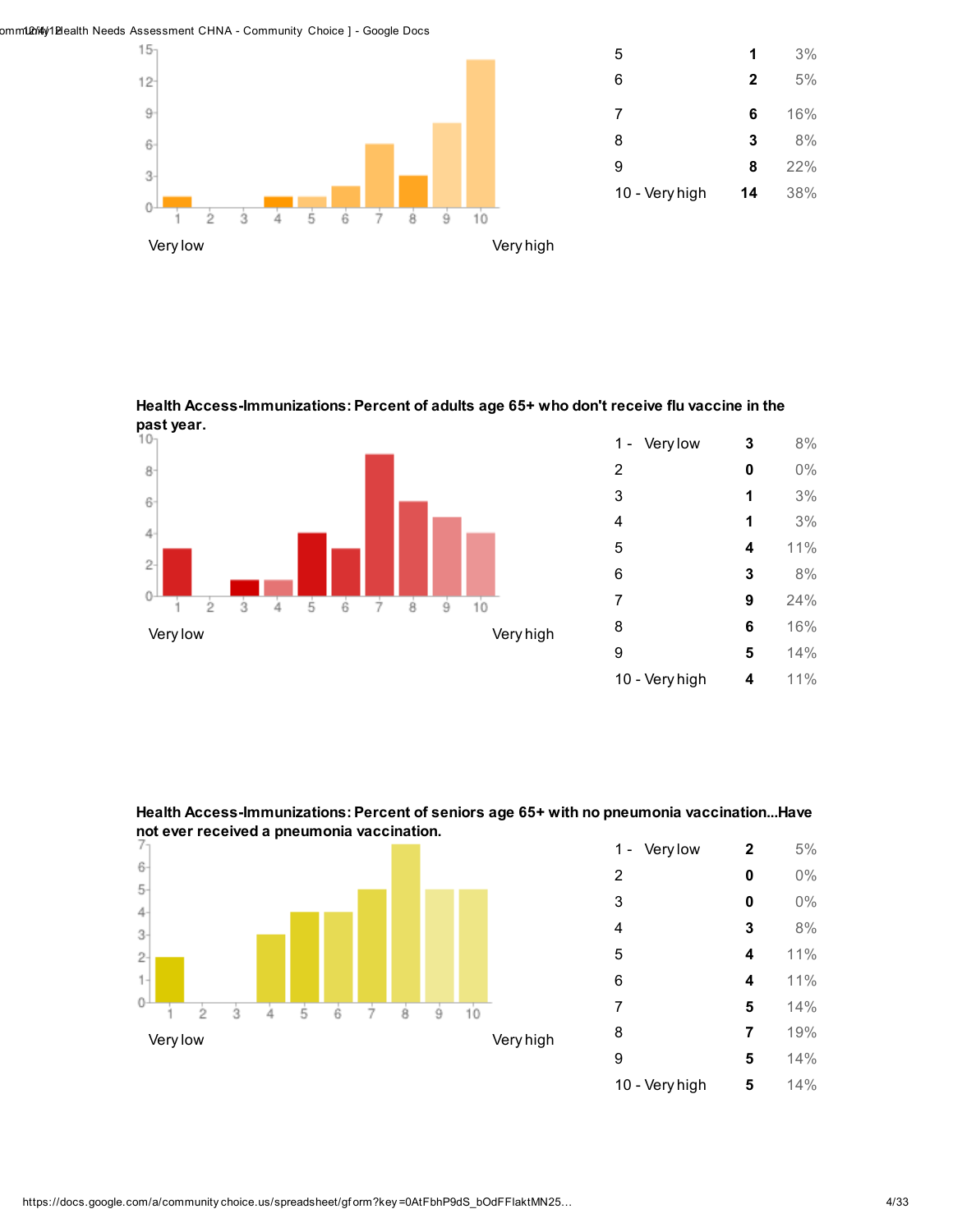| | | |
|---|---|---|
| 5 | 1 | 3% |
| 6 | 2 | 5% |
| 7 | 6 | 16% |
| 8 | 3 | 8% |
| 9 | 8 | 22% |
| 10 - Very high | 14 | 38% |

Very low — Very high

**Health Access-Immunizations: Percent of adults age 65+ who don't receive flu vaccine in the past year.**

| | | |
|---|---|---|
| 1 - Very low | 3 | 8% |
| 2 | 0 | 0% |
| 3 | 1 | 3% |
| 4 | 1 | 3% |
| 5 | 4 | 11% |
| 6 | 3 | 8% |
| 7 | 9 | 24% |
| 8 | 6 | 16% |
| 9 | 5 | 14% |
| 10 - Very high | 4 | 11% |

Very low — Very high

**Health Access-Immunizations: Percent of seniors age 65+ with no pneumonia vaccination...Have not ever received a pneumonia vaccination.**

| | | |
|---|---|---|
| 1 - Very low | 2 | 5% |
| 2 | 0 | 0% |
| 3 | 0 | 0% |
| 4 | 3 | 8% |
| 5 | 4 | 11% |
| 6 | 4 | 11% |
| 7 | 5 | 14% |
| 8 | 7 | 19% |
| 9 | 5 | 14% |
| 10 - Very high | 5 | 14% |

Very low — Very high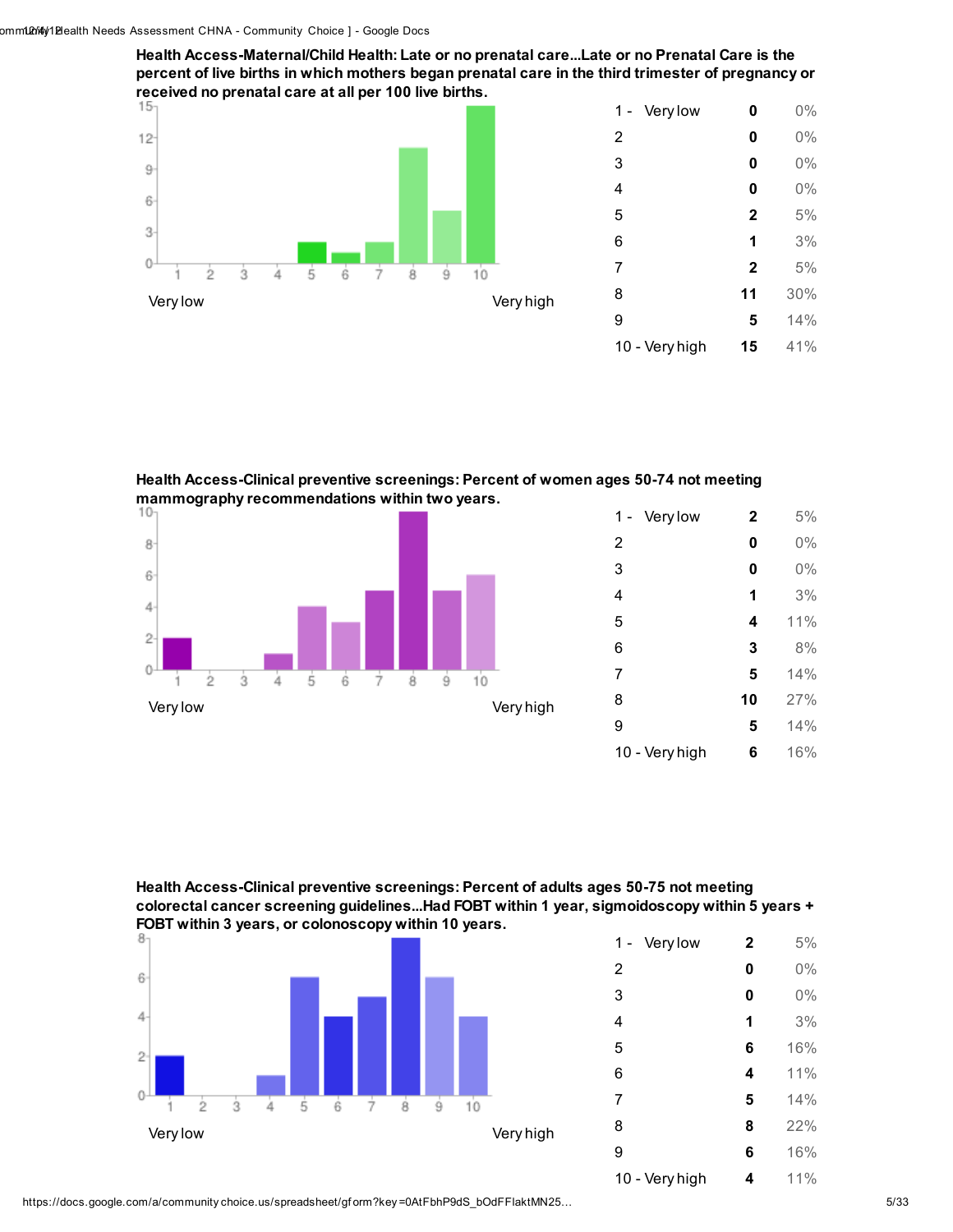**Health Access-Maternal/Child Health: Late or no prenatal care...Late or no Prenatal Care is the percent of live births in which mothers began prenatal care in the third trimester of pregnancy or received no prenatal care at all per 100 live births.**

| Rating | Count | Percent |
|---|---|---|
| 1 - Very low | 0 | 0% |
| 2 | 0 | 0% |
| 3 | 0 | 0% |
| 4 | 0 | 0% |
| 5 | 2 | 5% |
| 6 | 1 | 3% |
| 7 | 2 | 5% |
| 8 | 11 | 30% |
| 9 | 5 | 14% |
| 10 - Very high | 15 | 41% |

**Health Access-Clinical preventive screenings: Percent of women ages 50-74 not meeting mammography recommendations within two years.**

| Rating | Count | Percent |
|---|---|---|
| 1 - Very low | 2 | 5% |
| 2 | 0 | 0% |
| 3 | 0 | 0% |
| 4 | 1 | 3% |
| 5 | 4 | 11% |
| 6 | 3 | 8% |
| 7 | 5 | 14% |
| 8 | 10 | 27% |
| 9 | 5 | 14% |
| 10 - Very high | 6 | 16% |

**Health Access-Clinical preventive screenings: Percent of adults ages 50-75 not meeting colorectal cancer screening guidelines...Had FOBT within 1 year, sigmoidoscopy within 5 years + FOBT within 3 years, or colonoscopy within 10 years.**

| Rating | Count | Percent |
|---|---|---|
| 1 - Very low | 2 | 5% |
| 2 | 0 | 0% |
| 3 | 0 | 0% |
| 4 | 1 | 3% |
| 5 | 6 | 16% |
| 6 | 4 | 11% |
| 7 | 5 | 14% |
| 8 | 8 | 22% |
| 9 | 6 | 16% |
| 10 - Very high | 4 | 11% |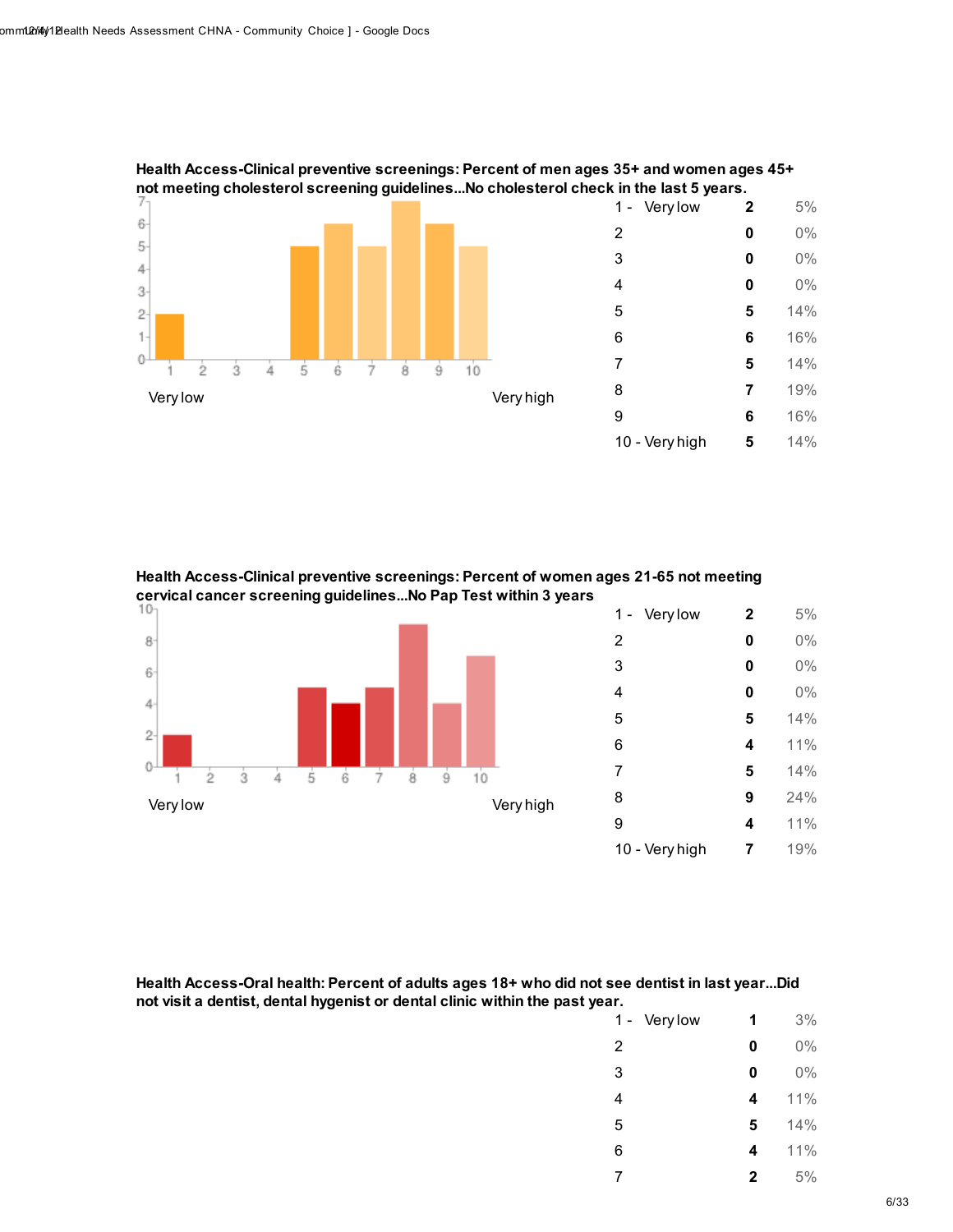**Health Access-Clinical preventive screenings: Percent of men ages 35+ and women ages 45+ not meeting cholesterol screening guidelines...No cholesterol check in the last 5 years.**

| Rating | Count | Percent |
|---|---|---|
| 1 - Very low | 2 | 5% |
| 2 | 0 | 0% |
| 3 | 0 | 0% |
| 4 | 0 | 0% |
| 5 | 5 | 14% |
| 6 | 6 | 16% |
| 7 | 5 | 14% |
| 8 | 7 | 19% |
| 9 | 6 | 16% |
| 10 - Very high | 5 | 14% |

**Health Access-Clinical preventive screenings: Percent of women ages 21-65 not meeting cervical cancer screening guidelines...No Pap Test within 3 years**

| Rating | Count | Percent |
|---|---|---|
| 1 - Very low | 2 | 5% |
| 2 | 0 | 0% |
| 3 | 0 | 0% |
| 4 | 0 | 0% |
| 5 | 5 | 14% |
| 6 | 4 | 11% |
| 7 | 5 | 14% |
| 8 | 9 | 24% |
| 9 | 4 | 11% |
| 10 - Very high | 7 | 19% |

**Health Access-Oral health: Percent of adults ages 18+ who did not see dentist in last year...Did not visit a dentist, dental hygenist or dental clinic within the past year.**

| Rating | Count | Percent |
|---|---|---|
| 1 - Very low | 1 | 3% |
| 2 | 0 | 0% |
| 3 | 0 | 0% |
| 4 | 4 | 11% |
| 5 | 5 | 14% |
| 6 | 4 | 11% |
| 7 | 2 | 5% |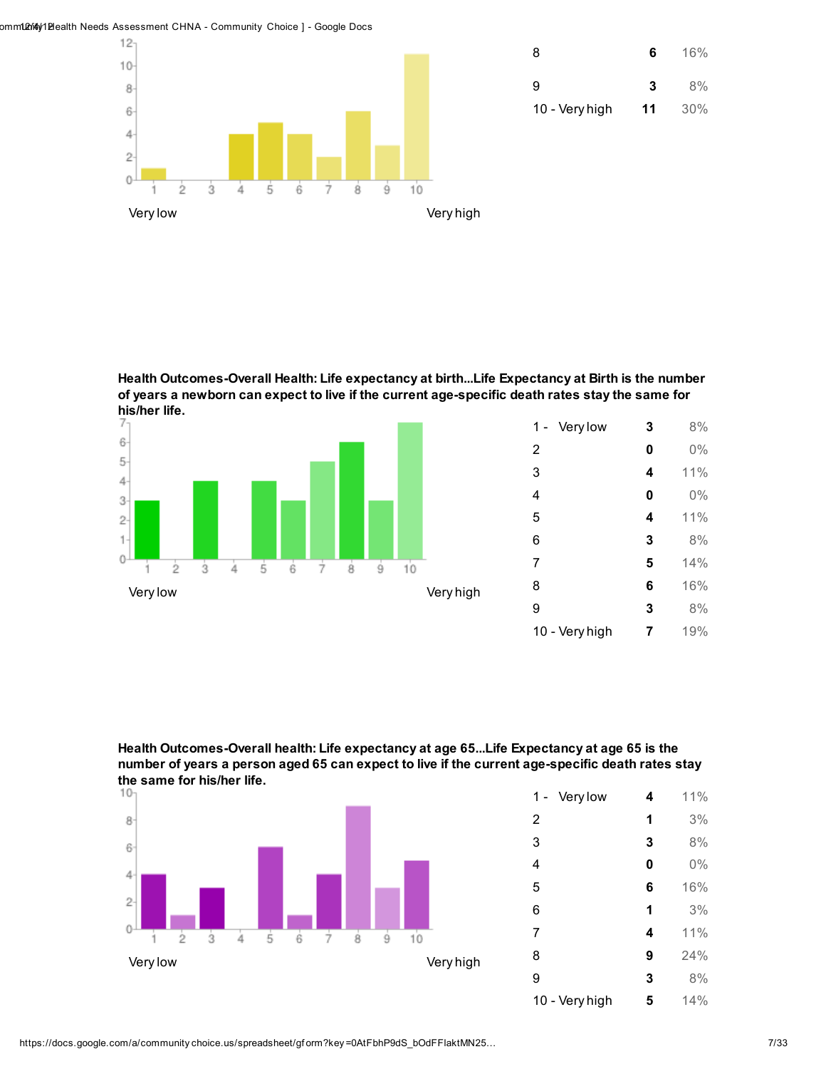| | | |
|---|---|---|
| 8 | 6 | 16% |
| 9 | 3 | 8% |
| 10 - Very high | 11 | 30% |

Very low — Very high

**Health Outcomes-Overall Health: Life expectancy at birth...Life Expectancy at Birth is the number of years a newborn can expect to live if the current age-specific death rates stay the same for his/her life.**

Very low — Very high

| | | |
|---|---|---|
| 1 - Very low | 3 | 8% |
| 2 | 0 | 0% |
| 3 | 4 | 11% |
| 4 | 0 | 0% |
| 5 | 4 | 11% |
| 6 | 3 | 8% |
| 7 | 5 | 14% |
| 8 | 6 | 16% |
| 9 | 3 | 8% |
| 10 - Very high | 7 | 19% |

**Health Outcomes-Overall health: Life expectancy at age 65...Life Expectancy at age 65 is the number of years a person aged 65 can expect to live if the current age-specific death rates stay the same for his/her life.**

Very low — Very high

| | | |
|---|---|---|
| 1 - Very low | 4 | 11% |
| 2 | 1 | 3% |
| 3 | 3 | 8% |
| 4 | 0 | 0% |
| 5 | 6 | 16% |
| 6 | 1 | 3% |
| 7 | 4 | 11% |
| 8 | 9 | 24% |
| 9 | 3 | 8% |
| 10 - Very high | 5 | 14% |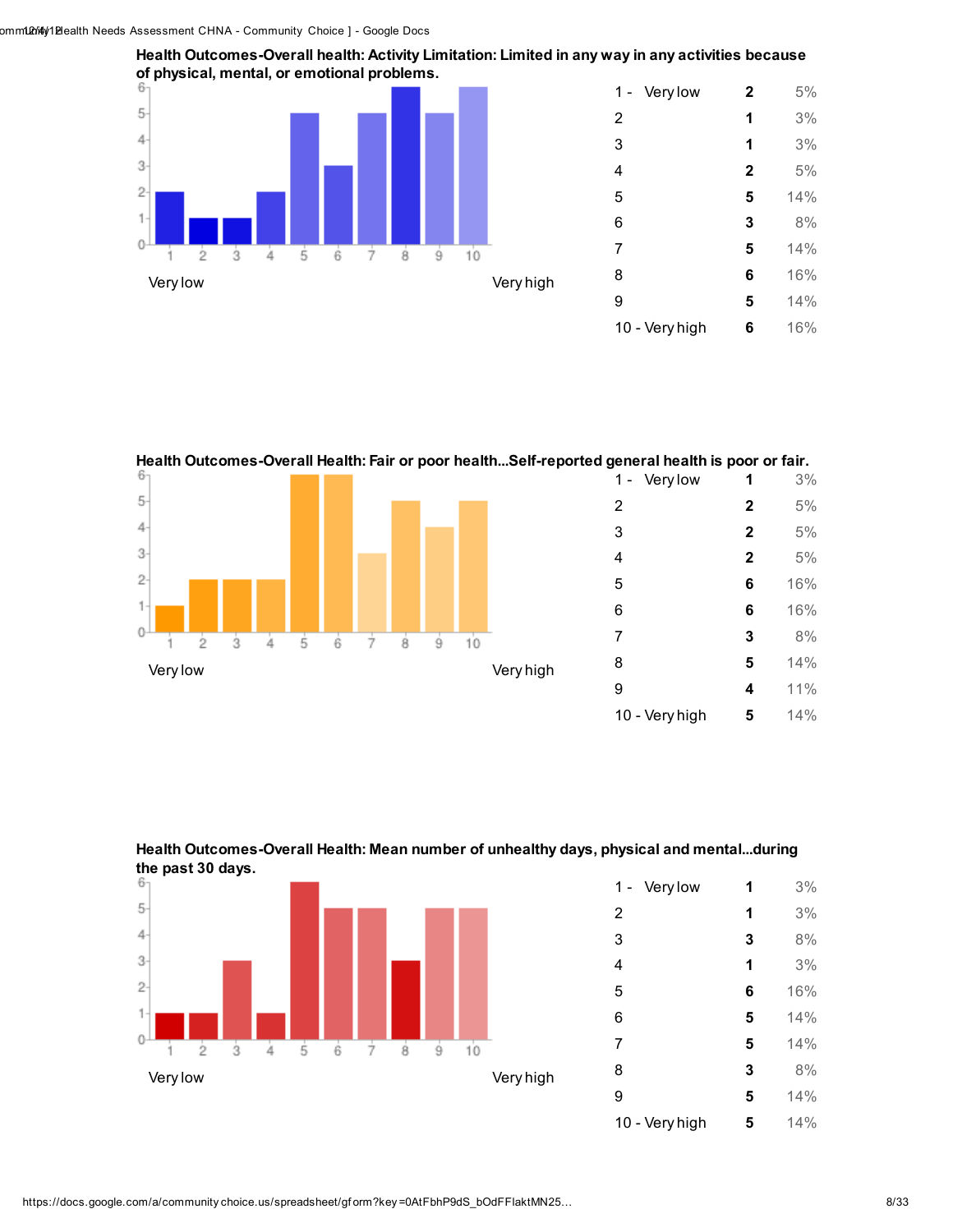**Health Outcomes-Overall health: Activity Limitation: Limited in any way in any activities because of physical, mental, or emotional problems.**

| | | |
|---|---|---|
| 1 - Very low | 2 | 5% |
| 2 | 1 | 3% |
| 3 | 1 | 3% |
| 4 | 2 | 5% |
| 5 | 5 | 14% |
| 6 | 3 | 8% |
| 7 | 5 | 14% |
| 8 | 6 | 16% |
| 9 | 5 | 14% |
| 10 - Very high | 6 | 16% |

**Health Outcomes-Overall Health: Fair or poor health...Self-reported general health is poor or fair.**

| | | |
|---|---|---|
| 1 - Very low | 1 | 3% |
| 2 | 2 | 5% |
| 3 | 2 | 5% |
| 4 | 2 | 5% |
| 5 | 6 | 16% |
| 6 | 6 | 16% |
| 7 | 3 | 8% |
| 8 | 5 | 14% |
| 9 | 4 | 11% |
| 10 - Very high | 5 | 14% |

**Health Outcomes-Overall Health: Mean number of unhealthy days, physical and mental...during the past 30 days.**

| | | |
|---|---|---|
| 1 - Very low | 1 | 3% |
| 2 | 1 | 3% |
| 3 | 3 | 8% |
| 4 | 1 | 3% |
| 5 | 6 | 16% |
| 6 | 5 | 14% |
| 7 | 5 | 14% |
| 8 | 3 | 8% |
| 9 | 5 | 14% |
| 10 - Very high | 5 | 14% |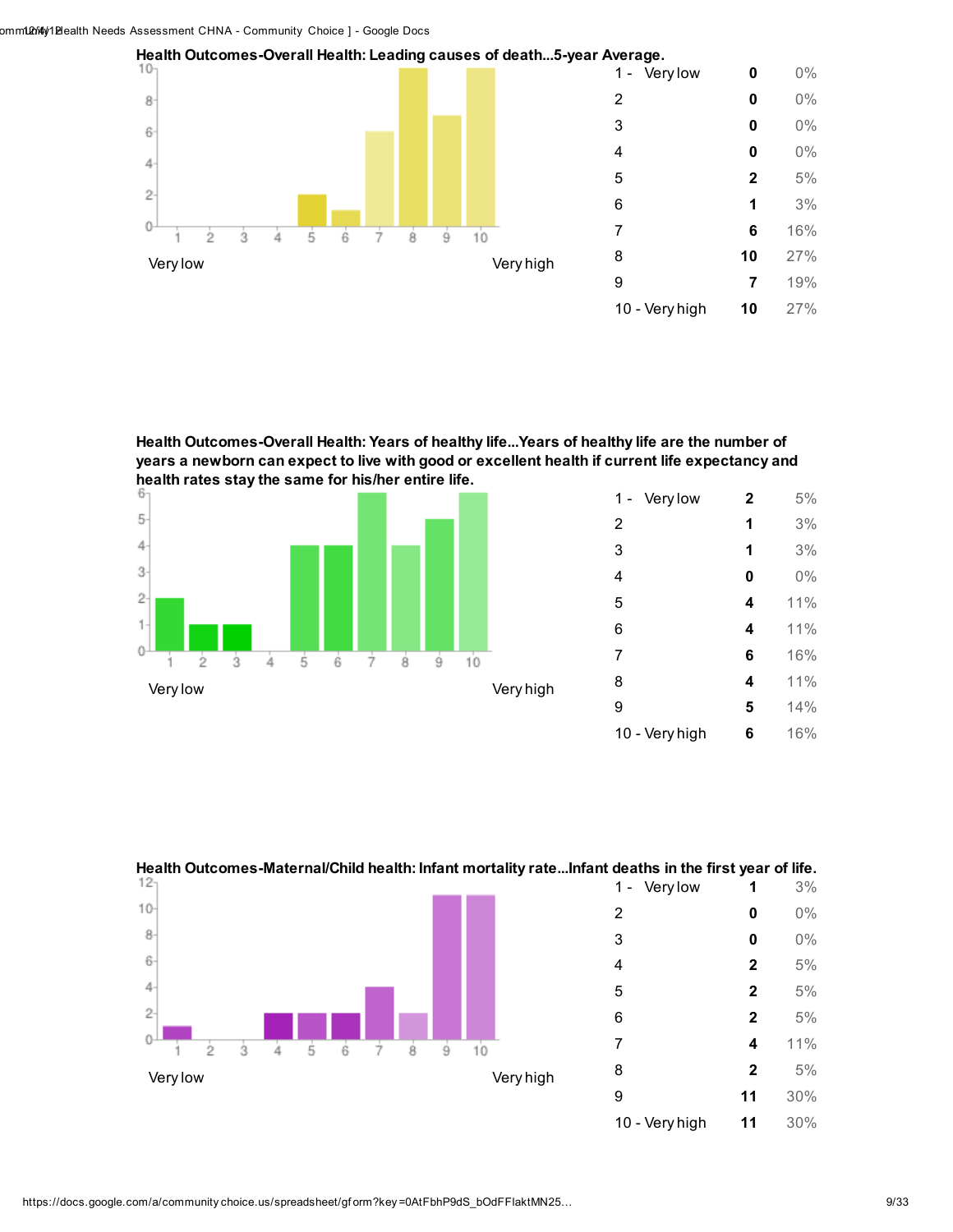**Health Outcomes-Overall Health: Leading causes of death...5-year Average.**

| | | |
|---|---|---|
| 1 - Very low | 0 | 0% |
| 2 | 0 | 0% |
| 3 | 0 | 0% |
| 4 | 0 | 0% |
| 5 | 2 | 5% |
| 6 | 1 | 3% |
| 7 | 6 | 16% |
| 8 | 10 | 27% |
| 9 | 7 | 19% |
| 10 - Very high | 10 | 27% |

**Health Outcomes-Overall Health: Years of healthy life...Years of healthy life are the number of years a newborn can expect to live with good or excellent health if current life expectancy and health rates stay the same for his/her entire life.**

| | | |
|---|---|---|
| 1 - Very low | 2 | 5% |
| 2 | 1 | 3% |
| 3 | 1 | 3% |
| 4 | 0 | 0% |
| 5 | 4 | 11% |
| 6 | 4 | 11% |
| 7 | 6 | 16% |
| 8 | 4 | 11% |
| 9 | 5 | 14% |
| 10 - Very high | 6 | 16% |

**Health Outcomes-Maternal/Child health: Infant mortality rate...Infant deaths in the first year of life.**

| | | |
|---|---|---|
| 1 - Very low | 1 | 3% |
| 2 | 0 | 0% |
| 3 | 0 | 0% |
| 4 | 2 | 5% |
| 5 | 2 | 5% |
| 6 | 2 | 5% |
| 7 | 4 | 11% |
| 8 | 2 | 5% |
| 9 | 11 | 30% |
| 10 - Very high | 11 | 30% |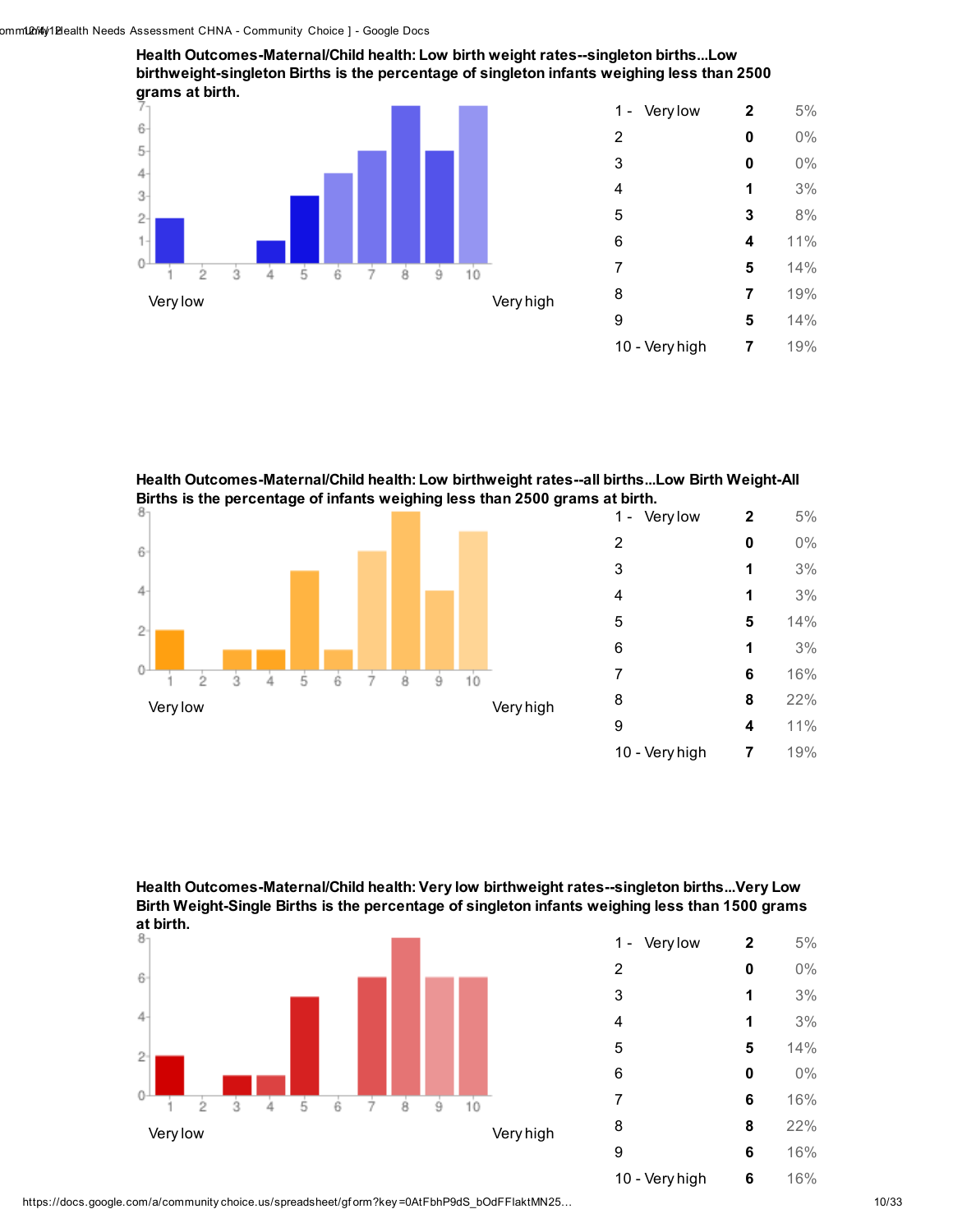**Health Outcomes-Maternal/Child health: Low birth weight rates--singleton births...Low birthweight-singleton Births is the percentage of singleton infants weighing less than 2500 grams at birth.**

| | | |
|---|---|---|
| 1 - Very low | 2 | 5% |
| 2 | 0 | 0% |
| 3 | 0 | 0% |
| 4 | 1 | 3% |
| 5 | 3 | 8% |
| 6 | 4 | 11% |
| 7 | 5 | 14% |
| 8 | 7 | 19% |
| 9 | 5 | 14% |
| 10 - Very high | 7 | 19% |

**Health Outcomes-Maternal/Child health: Low birthweight rates--all births...Low Birth Weight-All Births is the percentage of infants weighing less than 2500 grams at birth.**

| | | |
|---|---|---|
| 1 - Very low | 2 | 5% |
| 2 | 0 | 0% |
| 3 | 1 | 3% |
| 4 | 1 | 3% |
| 5 | 5 | 14% |
| 6 | 1 | 3% |
| 7 | 6 | 16% |
| 8 | 8 | 22% |
| 9 | 4 | 11% |
| 10 - Very high | 7 | 19% |

**Health Outcomes-Maternal/Child health: Very low birthweight rates--singleton births...Very Low Birth Weight-Single Births is the percentage of singleton infants weighing less than 1500 grams at birth.**

| | | |
|---|---|---|
| 1 - Very low | 2 | 5% |
| 2 | 0 | 0% |
| 3 | 1 | 3% |
| 4 | 1 | 3% |
| 5 | 5 | 14% |
| 6 | 0 | 0% |
| 7 | 6 | 16% |
| 8 | 8 | 22% |
| 9 | 6 | 16% |
| 10 - Very high | 6 | 16% |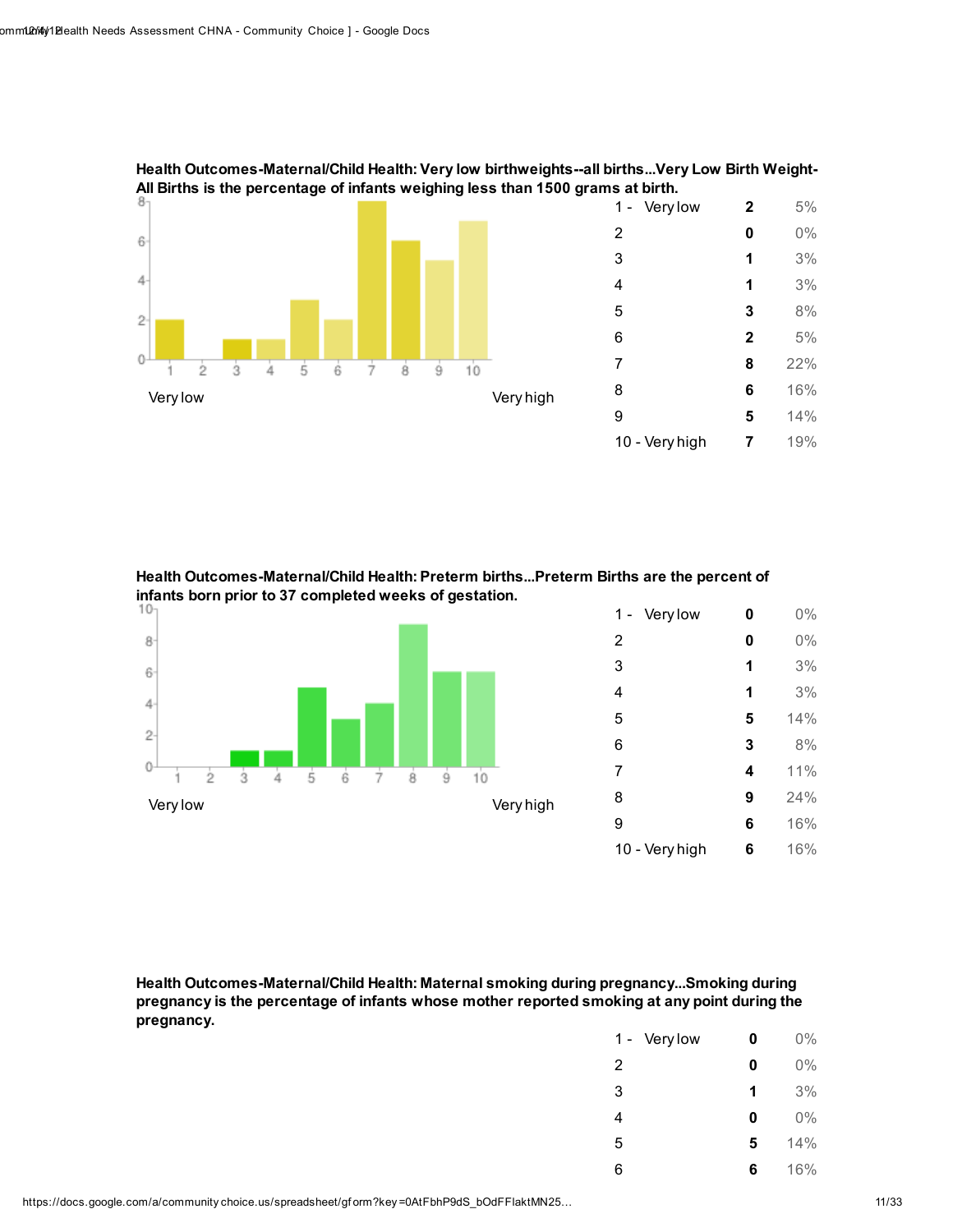**Health Outcomes-Maternal/Child Health: Very low birthweights--all births...Very Low Birth Weight-All Births is the percentage of infants weighing less than 1500 grams at birth.**

| | | |
|---|---|---|
| 1 - Very low | **2** | 5% |
| 2 | **0** | 0% |
| 3 | **1** | 3% |
| 4 | **1** | 3% |
| 5 | **3** | 8% |
| 6 | **2** | 5% |
| 7 | **8** | 22% |
| 8 | **6** | 16% |
| 9 | **5** | 14% |
| 10 - Very high | **7** | 19% |

**Health Outcomes-Maternal/Child Health: Preterm births...Preterm Births are the percent of infants born prior to 37 completed weeks of gestation.**

| | | |
|---|---|---|
| 1 - Very low | **0** | 0% |
| 2 | **0** | 0% |
| 3 | **1** | 3% |
| 4 | **1** | 3% |
| 5 | **5** | 14% |
| 6 | **3** | 8% |
| 7 | **4** | 11% |
| 8 | **9** | 24% |
| 9 | **6** | 16% |
| 10 - Very high | **6** | 16% |

**Health Outcomes-Maternal/Child Health: Maternal smoking during pregnancy...Smoking during pregnancy is the percentage of infants whose mother reported smoking at any point during the pregnancy.**

| | | |
|---|---|---|
| 1 - Very low | **0** | 0% |
| 2 | **0** | 0% |
| 3 | **1** | 3% |
| 4 | **0** | 0% |
| 5 | **5** | 14% |
| 6 | **6** | 16% |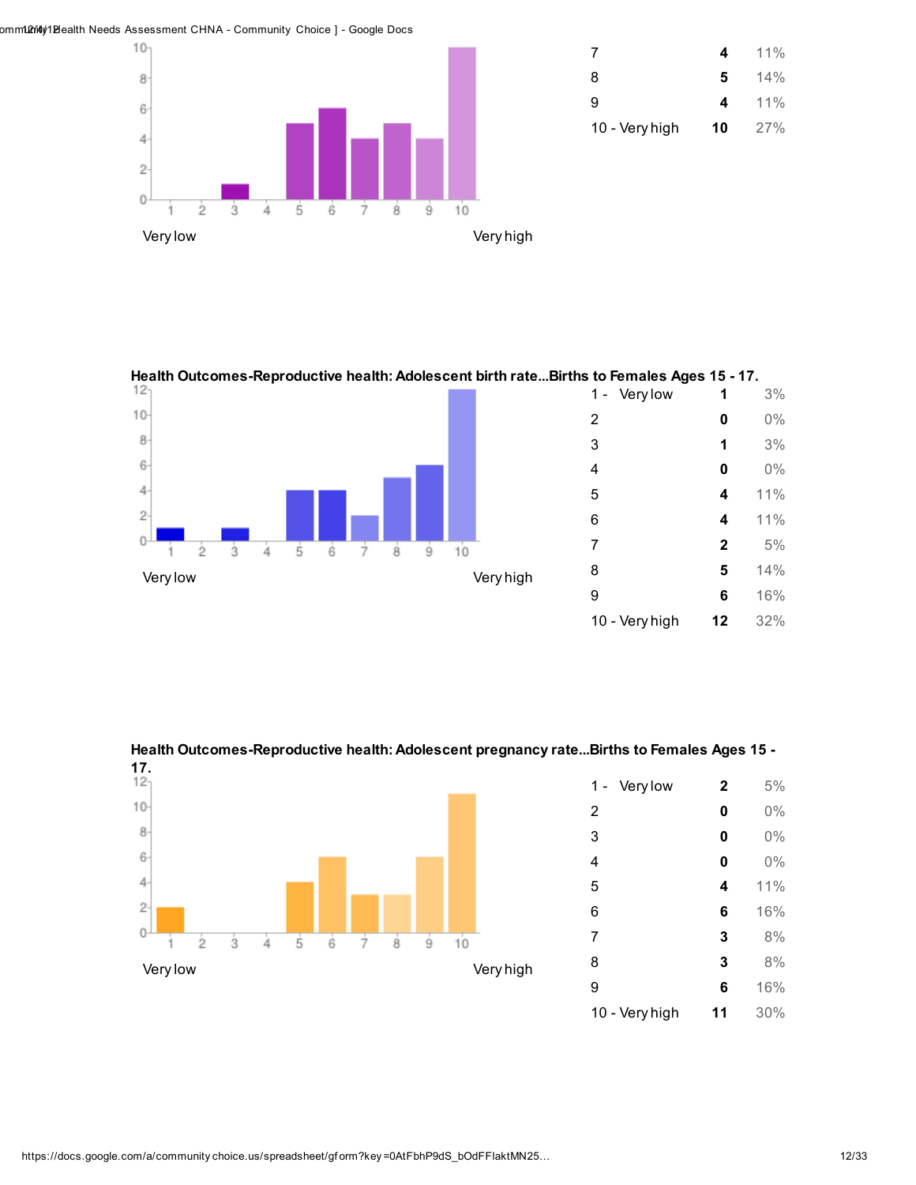| | | |
|---|---|---|
| 7 | **4** | 11% |
| 8 | **5** | 14% |
| 9 | **4** | 11% |
| 10 - Very high | **10** | 27% |

**Health Outcomes-Reproductive health: Adolescent birth rate...Births to Females Ages 15 - 17.**

| | | |
|---|---|---|
| 1 - Very low | **1** | 3% |
| 2 | **0** | 0% |
| 3 | **1** | 3% |
| 4 | **0** | 0% |
| 5 | **4** | 11% |
| 6 | **4** | 11% |
| 7 | **2** | 5% |
| 8 | **5** | 14% |
| 9 | **6** | 16% |
| 10 - Very high | **12** | 32% |

**Health Outcomes-Reproductive health: Adolescent pregnancy rate...Births to Females Ages 15 - 17.**

| | | |
|---|---|---|
| 1 - Very low | **2** | 5% |
| 2 | **0** | 0% |
| 3 | **0** | 0% |
| 4 | **0** | 0% |
| 5 | **4** | 11% |
| 6 | **6** | 16% |
| 7 | **3** | 8% |
| 8 | **3** | 8% |
| 9 | **6** | 16% |
| 10 - Very high | **11** | 30% |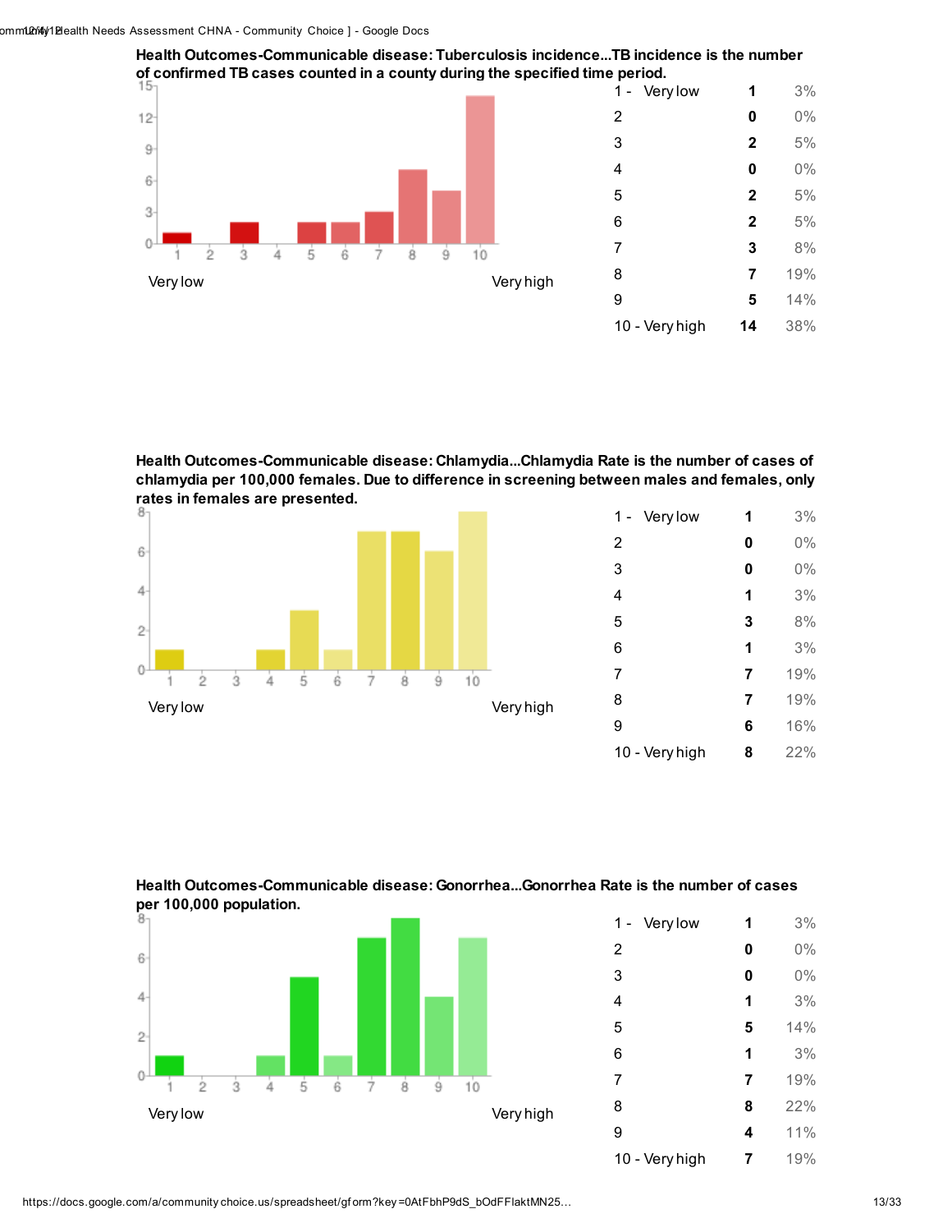**Health Outcomes-Communicable disease: Tuberculosis incidence...TB incidence is the number of confirmed TB cases counted in a county during the specified time period.**

Very low — Very high

| Rating | Count | Percent |
|---|---|---|
| 1 - Very low | 1 | 3% |
| 2 | 0 | 0% |
| 3 | 2 | 5% |
| 4 | 0 | 0% |
| 5 | 2 | 5% |
| 6 | 2 | 5% |
| 7 | 3 | 8% |
| 8 | 7 | 19% |
| 9 | 5 | 14% |
| 10 - Very high | 14 | 38% |

**Health Outcomes-Communicable disease: Chlamydia...Chlamydia Rate is the number of cases of chlamydia per 100,000 females. Due to difference in screening between males and females, only rates in females are presented.**

Very low — Very high

| Rating | Count | Percent |
|---|---|---|
| 1 - Very low | 1 | 3% |
| 2 | 0 | 0% |
| 3 | 0 | 0% |
| 4 | 1 | 3% |
| 5 | 3 | 8% |
| 6 | 1 | 3% |
| 7 | 7 | 19% |
| 8 | 7 | 19% |
| 9 | 6 | 16% |
| 10 - Very high | 8 | 22% |

**Health Outcomes-Communicable disease: Gonorrhea...Gonorrhea Rate is the number of cases per 100,000 population.**

Very low — Very high

| Rating | Count | Percent |
|---|---|---|
| 1 - Very low | 1 | 3% |
| 2 | 0 | 0% |
| 3 | 0 | 0% |
| 4 | 1 | 3% |
| 5 | 5 | 14% |
| 6 | 1 | 3% |
| 7 | 7 | 19% |
| 8 | 8 | 22% |
| 9 | 4 | 11% |
| 10 - Very high | 7 | 19% |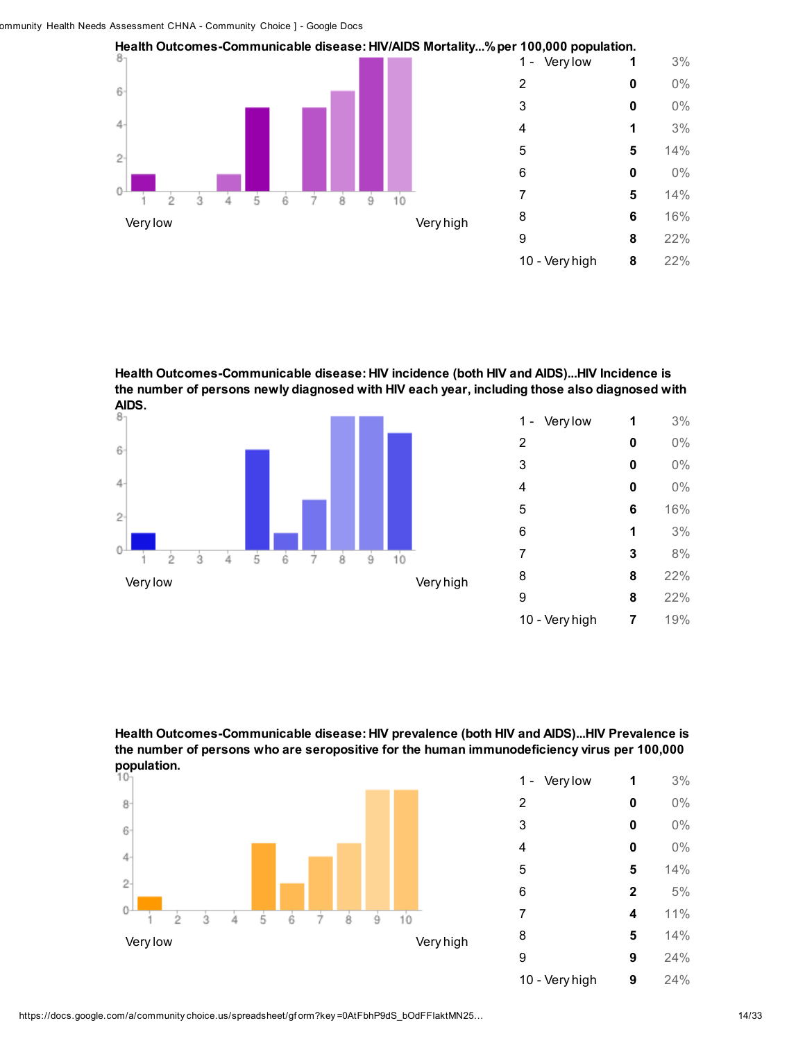**Health Outcomes-Communicable disease: HIV/AIDS Mortality...% per 100,000 population.**

Very low — Very high

| | | |
|---|---|---|
| 1 - Very low | 1 | 3% |
| 2 | 0 | 0% |
| 3 | 0 | 0% |
| 4 | 1 | 3% |
| 5 | 5 | 14% |
| 6 | 0 | 0% |
| 7 | 5 | 14% |
| 8 | 6 | 16% |
| 9 | 8 | 22% |
| 10 - Very high | 8 | 22% |

**Health Outcomes-Communicable disease: HIV incidence (both HIV and AIDS)...HIV Incidence is the number of persons newly diagnosed with HIV each year, including those also diagnosed with AIDS.**

Very low — Very high

| | | |
|---|---|---|
| 1 - Very low | 1 | 3% |
| 2 | 0 | 0% |
| 3 | 0 | 0% |
| 4 | 0 | 0% |
| 5 | 6 | 16% |
| 6 | 1 | 3% |
| 7 | 3 | 8% |
| 8 | 8 | 22% |
| 9 | 8 | 22% |
| 10 - Very high | 7 | 19% |

**Health Outcomes-Communicable disease: HIV prevalence (both HIV and AIDS)...HIV Prevalence is the number of persons who are seropositive for the human immunodeficiency virus per 100,000 population.**

Very low — Very high

| | | |
|---|---|---|
| 1 - Very low | 1 | 3% |
| 2 | 0 | 0% |
| 3 | 0 | 0% |
| 4 | 0 | 0% |
| 5 | 5 | 14% |
| 6 | 2 | 5% |
| 7 | 4 | 11% |
| 8 | 5 | 14% |
| 9 | 9 | 24% |
| 10 - Very high | 9 | 24% |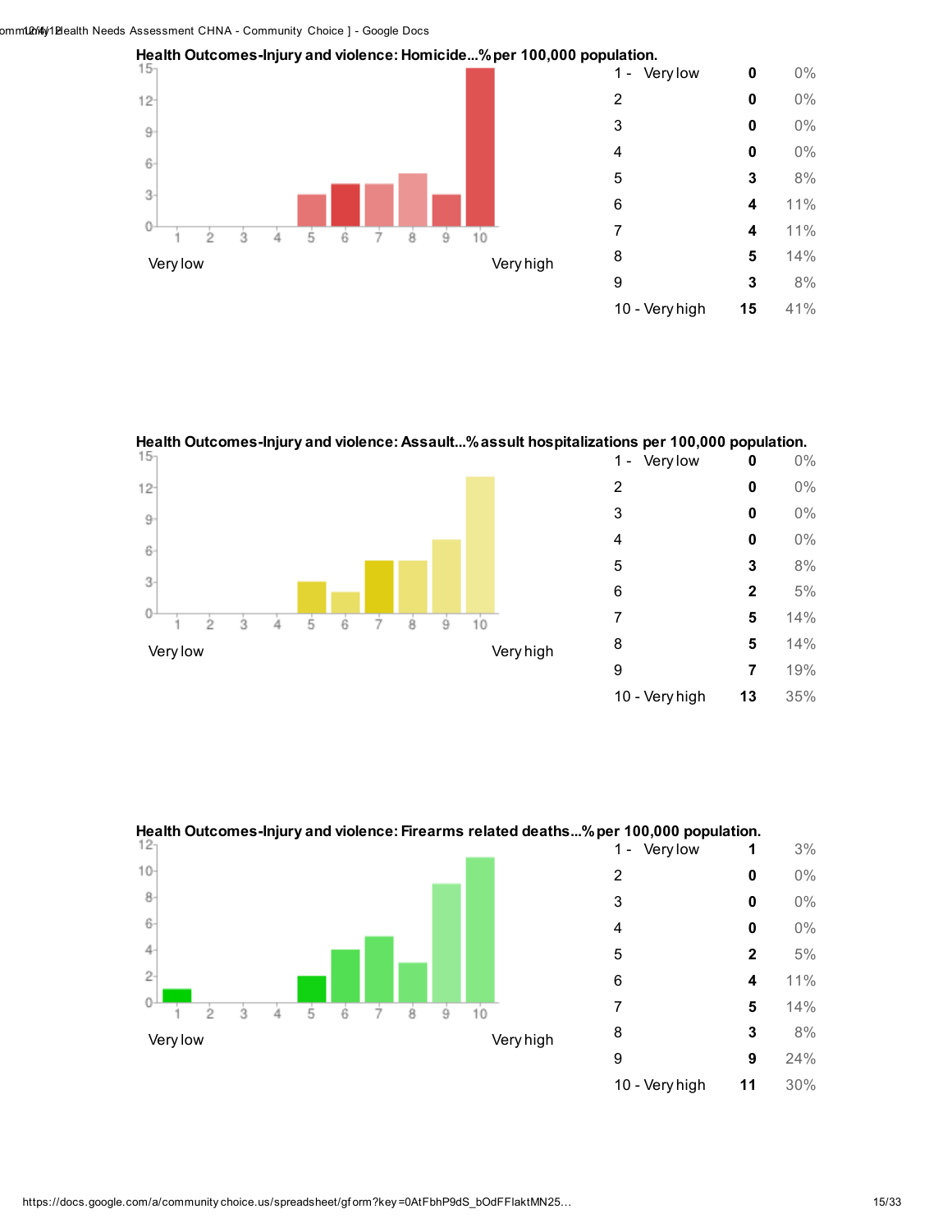**Health Outcomes-Injury and violence: Homicide...% per 100,000 population.**

| | | |
|---|---|---|
| 1 - Very low | 0 | 0% |
| 2 | 0 | 0% |
| 3 | 0 | 0% |
| 4 | 0 | 0% |
| 5 | 3 | 8% |
| 6 | 4 | 11% |
| 7 | 4 | 11% |
| 8 | 5 | 14% |
| 9 | 3 | 8% |
| 10 - Very high | 15 | 41% |

**Health Outcomes-Injury and violence: Assault...% assult hospitalizations per 100,000 population.**

| | | |
|---|---|---|
| 1 - Very low | 0 | 0% |
| 2 | 0 | 0% |
| 3 | 0 | 0% |
| 4 | 0 | 0% |
| 5 | 3 | 8% |
| 6 | 2 | 5% |
| 7 | 5 | 14% |
| 8 | 5 | 14% |
| 9 | 7 | 19% |
| 10 - Very high | 13 | 35% |

**Health Outcomes-Injury and violence: Firearms related deaths...% per 100,000 population.**

| | | |
|---|---|---|
| 1 - Very low | 1 | 3% |
| 2 | 0 | 0% |
| 3 | 0 | 0% |
| 4 | 0 | 0% |
| 5 | 2 | 5% |
| 6 | 4 | 11% |
| 7 | 5 | 14% |
| 8 | 3 | 8% |
| 9 | 9 | 24% |
| 10 - Very high | 11 | 30% |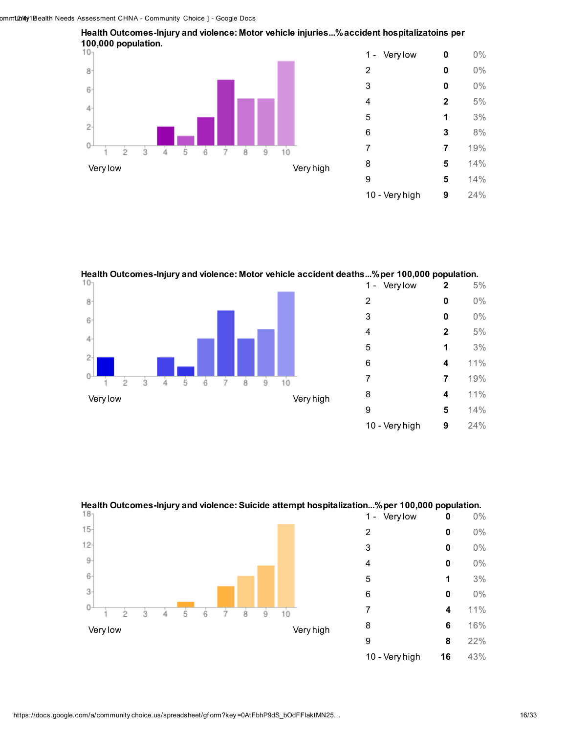**Health Outcomes-Injury and violence: Motor vehicle injuries...% accident hospitalizatoins per 100,000 population.**

| | | |
|---|---|---|
| 1 - Very low | 0 | 0% |
| 2 | 0 | 0% |
| 3 | 0 | 0% |
| 4 | 2 | 5% |
| 5 | 1 | 3% |
| 6 | 3 | 8% |
| 7 | 7 | 19% |
| 8 | 5 | 14% |
| 9 | 5 | 14% |
| 10 - Very high | 9 | 24% |

**Health Outcomes-Injury and violence: Motor vehicle accident deaths...% per 100,000 population.**

| | | |
|---|---|---|
| 1 - Very low | 2 | 5% |
| 2 | 0 | 0% |
| 3 | 0 | 0% |
| 4 | 2 | 5% |
| 5 | 1 | 3% |
| 6 | 4 | 11% |
| 7 | 7 | 19% |
| 8 | 4 | 11% |
| 9 | 5 | 14% |
| 10 - Very high | 9 | 24% |

**Health Outcomes-Injury and violence: Suicide attempt hospitalization...% per 100,000 population.**

| | | |
|---|---|---|
| 1 - Very low | 0 | 0% |
| 2 | 0 | 0% |
| 3 | 0 | 0% |
| 4 | 0 | 0% |
| 5 | 1 | 3% |
| 6 | 0 | 0% |
| 7 | 4 | 11% |
| 8 | 6 | 16% |
| 9 | 8 | 22% |
| 10 - Very high | 16 | 43% |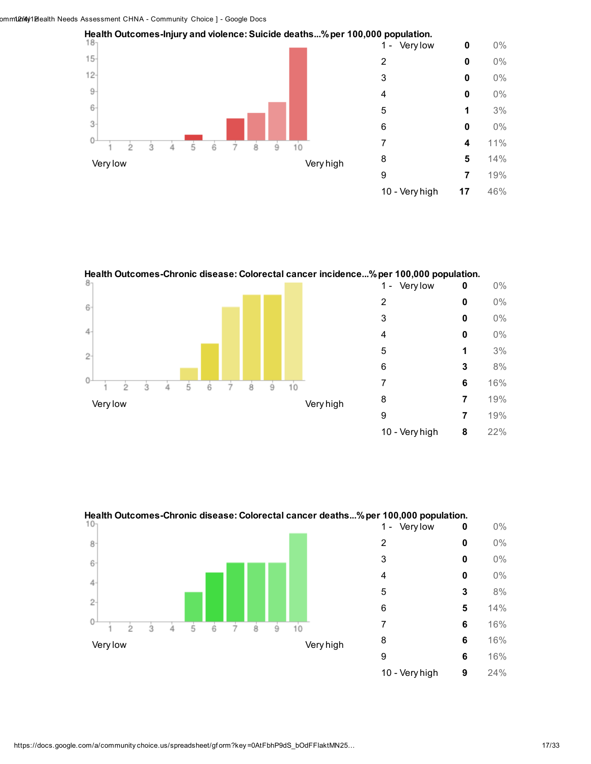**Health Outcomes-Injury and violence: Suicide deaths...% per 100,000 population.**

| Rating | Count | Percent |
|---|---|---|
| 1 - Very low | 0 | 0% |
| 2 | 0 | 0% |
| 3 | 0 | 0% |
| 4 | 0 | 0% |
| 5 | 1 | 3% |
| 6 | 0 | 0% |
| 7 | 4 | 11% |
| 8 | 5 | 14% |
| 9 | 7 | 19% |
| 10 - Very high | 17 | 46% |

**Health Outcomes-Chronic disease: Colorectal cancer incidence...% per 100,000 population.**

| Rating | Count | Percent |
|---|---|---|
| 1 - Very low | 0 | 0% |
| 2 | 0 | 0% |
| 3 | 0 | 0% |
| 4 | 0 | 0% |
| 5 | 1 | 3% |
| 6 | 3 | 8% |
| 7 | 6 | 16% |
| 8 | 7 | 19% |
| 9 | 7 | 19% |
| 10 - Very high | 8 | 22% |

**Health Outcomes-Chronic disease: Colorectal cancer deaths...% per 100,000 population.**

| Rating | Count | Percent |
|---|---|---|
| 1 - Very low | 0 | 0% |
| 2 | 0 | 0% |
| 3 | 0 | 0% |
| 4 | 0 | 0% |
| 5 | 3 | 8% |
| 6 | 5 | 14% |
| 7 | 6 | 16% |
| 8 | 6 | 16% |
| 9 | 6 | 16% |
| 10 - Very high | 9 | 24% |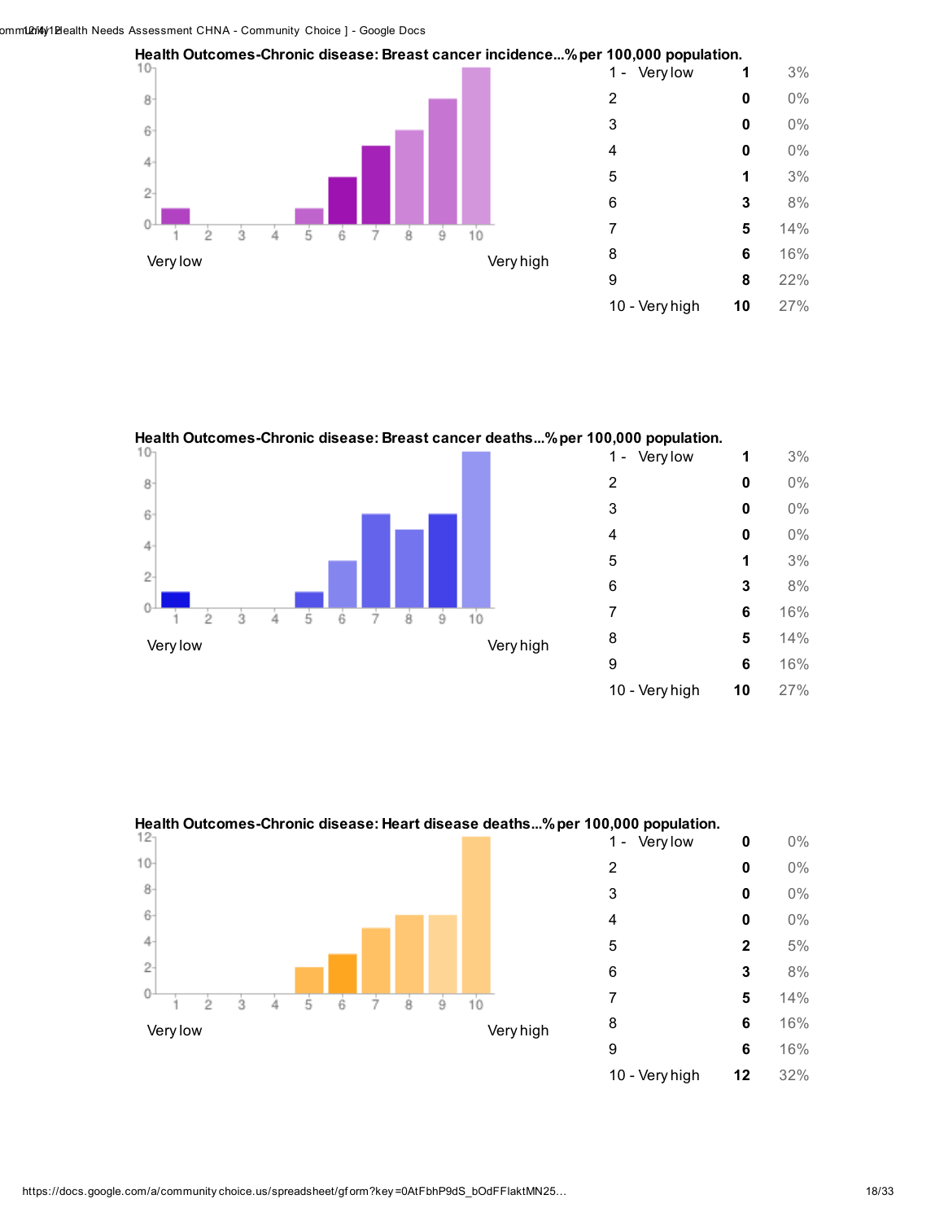**Health Outcomes-Chronic disease: Breast cancer incidence...% per 100,000 population.**

| | | |
|---|---|---|
| 1 - Very low | 1 | 3% |
| 2 | 0 | 0% |
| 3 | 0 | 0% |
| 4 | 0 | 0% |
| 5 | 1 | 3% |
| 6 | 3 | 8% |
| 7 | 5 | 14% |
| 8 | 6 | 16% |
| 9 | 8 | 22% |
| 10 - Very high | 10 | 27% |

**Health Outcomes-Chronic disease: Breast cancer deaths...% per 100,000 population.**

| | | |
|---|---|---|
| 1 - Very low | 1 | 3% |
| 2 | 0 | 0% |
| 3 | 0 | 0% |
| 4 | 0 | 0% |
| 5 | 1 | 3% |
| 6 | 3 | 8% |
| 7 | 6 | 16% |
| 8 | 5 | 14% |
| 9 | 6 | 16% |
| 10 - Very high | 10 | 27% |

**Health Outcomes-Chronic disease: Heart disease deaths...% per 100,000 population.**

| | | |
|---|---|---|
| 1 - Very low | 0 | 0% |
| 2 | 0 | 0% |
| 3 | 0 | 0% |
| 4 | 0 | 0% |
| 5 | 2 | 5% |
| 6 | 3 | 8% |
| 7 | 5 | 14% |
| 8 | 6 | 16% |
| 9 | 6 | 16% |
| 10 - Very high | 12 | 32% |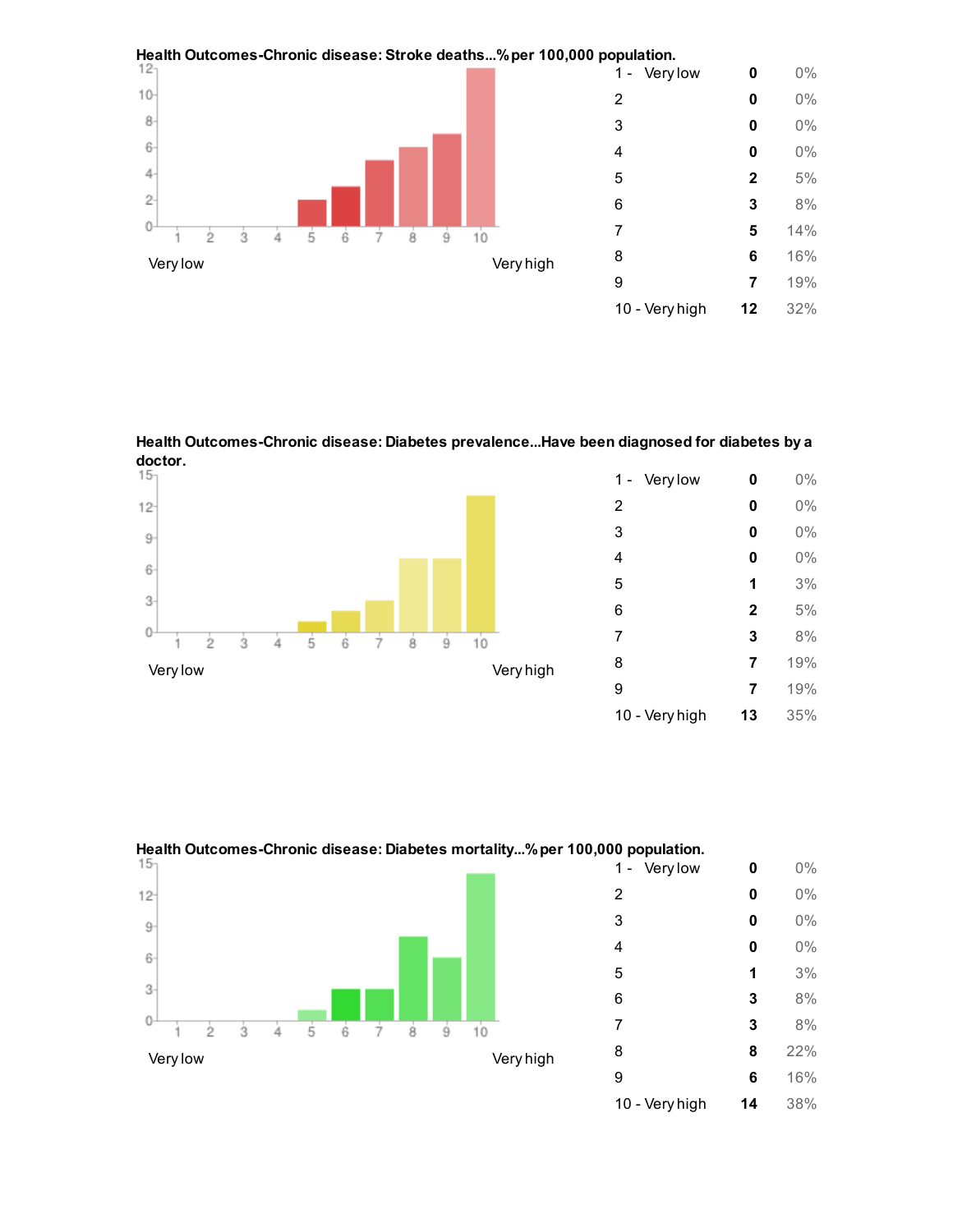**Health Outcomes-Chronic disease: Stroke deaths...% per 100,000 population.**

| Rating | Count | Percent |
|---|---|---|
| 1 - Very low | 0 | 0% |
| 2 | 0 | 0% |
| 3 | 0 | 0% |
| 4 | 0 | 0% |
| 5 | 2 | 5% |
| 6 | 3 | 8% |
| 7 | 5 | 14% |
| 8 | 6 | 16% |
| 9 | 7 | 19% |
| 10 - Very high | 12 | 32% |

**Health Outcomes-Chronic disease: Diabetes prevalence...Have been diagnosed for diabetes by a doctor.**

| Rating | Count | Percent |
|---|---|---|
| 1 - Very low | 0 | 0% |
| 2 | 0 | 0% |
| 3 | 0 | 0% |
| 4 | 0 | 0% |
| 5 | 1 | 3% |
| 6 | 2 | 5% |
| 7 | 3 | 8% |
| 8 | 7 | 19% |
| 9 | 7 | 19% |
| 10 - Very high | 13 | 35% |

**Health Outcomes-Chronic disease: Diabetes mortality...% per 100,000 population.**

| Rating | Count | Percent |
|---|---|---|
| 1 - Very low | 0 | 0% |
| 2 | 0 | 0% |
| 3 | 0 | 0% |
| 4 | 0 | 0% |
| 5 | 1 | 3% |
| 6 | 3 | 8% |
| 7 | 3 | 8% |
| 8 | 8 | 22% |
| 9 | 6 | 16% |
| 10 - Very high | 14 | 38% |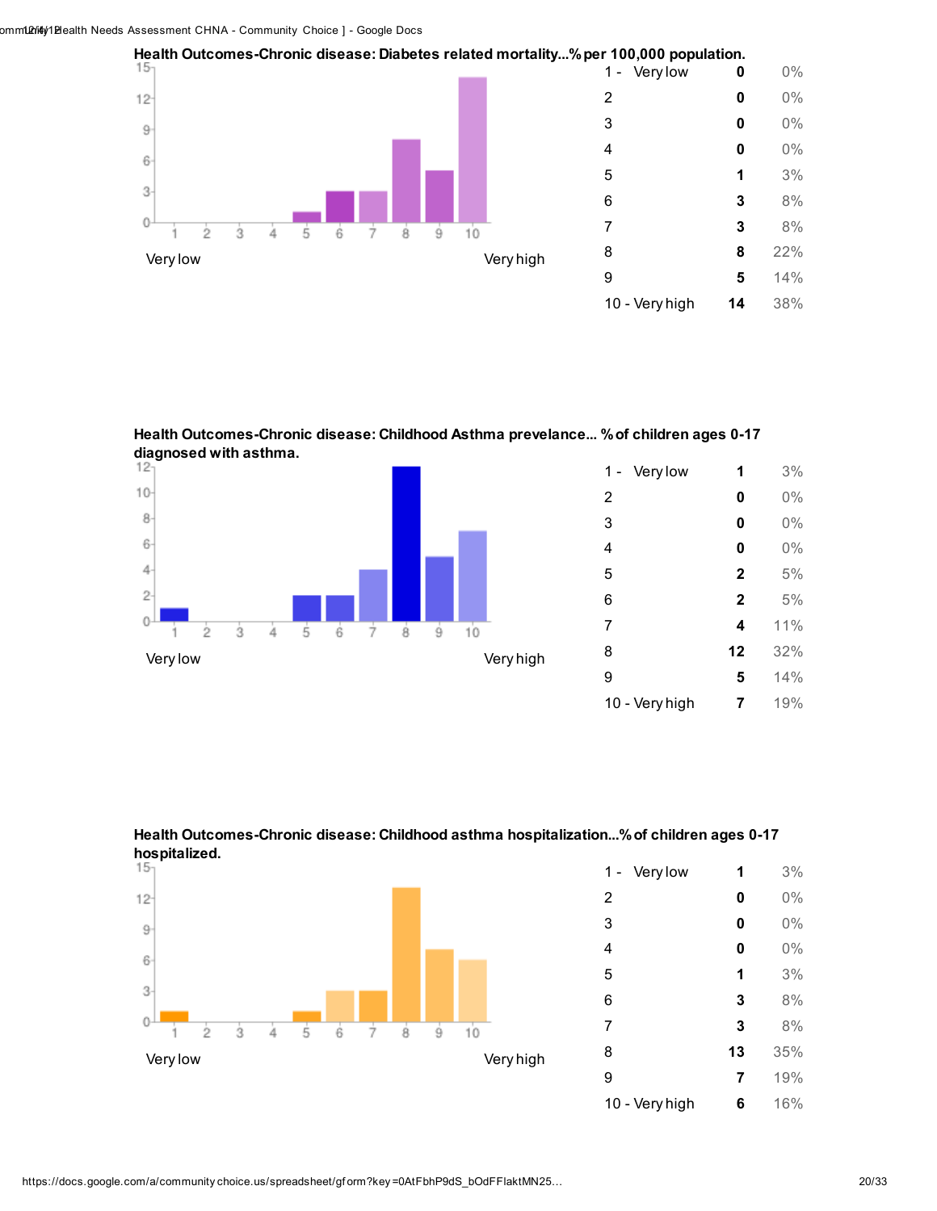**Health Outcomes-Chronic disease: Diabetes related mortality...% per 100,000 population.**

| | | |
|---|---|---|
| 1 - Very low | 0 | 0% |
| 2 | 0 | 0% |
| 3 | 0 | 0% |
| 4 | 0 | 0% |
| 5 | 1 | 3% |
| 6 | 3 | 8% |
| 7 | 3 | 8% |
| 8 | 8 | 22% |
| 9 | 5 | 14% |
| 10 - Very high | 14 | 38% |

**Health Outcomes-Chronic disease: Childhood Asthma prevelance... % of children ages 0-17 diagnosed with asthma.**

| | | |
|---|---|---|
| 1 - Very low | 1 | 3% |
| 2 | 0 | 0% |
| 3 | 0 | 0% |
| 4 | 0 | 0% |
| 5 | 2 | 5% |
| 6 | 2 | 5% |
| 7 | 4 | 11% |
| 8 | 12 | 32% |
| 9 | 5 | 14% |
| 10 - Very high | 7 | 19% |

**Health Outcomes-Chronic disease: Childhood asthma hospitalization...% of children ages 0-17 hospitalized.**

| | | |
|---|---|---|
| 1 - Very low | 1 | 3% |
| 2 | 0 | 0% |
| 3 | 0 | 0% |
| 4 | 0 | 0% |
| 5 | 1 | 3% |
| 6 | 3 | 8% |
| 7 | 3 | 8% |
| 8 | 13 | 35% |
| 9 | 7 | 19% |
| 10 - Very high | 6 | 16% |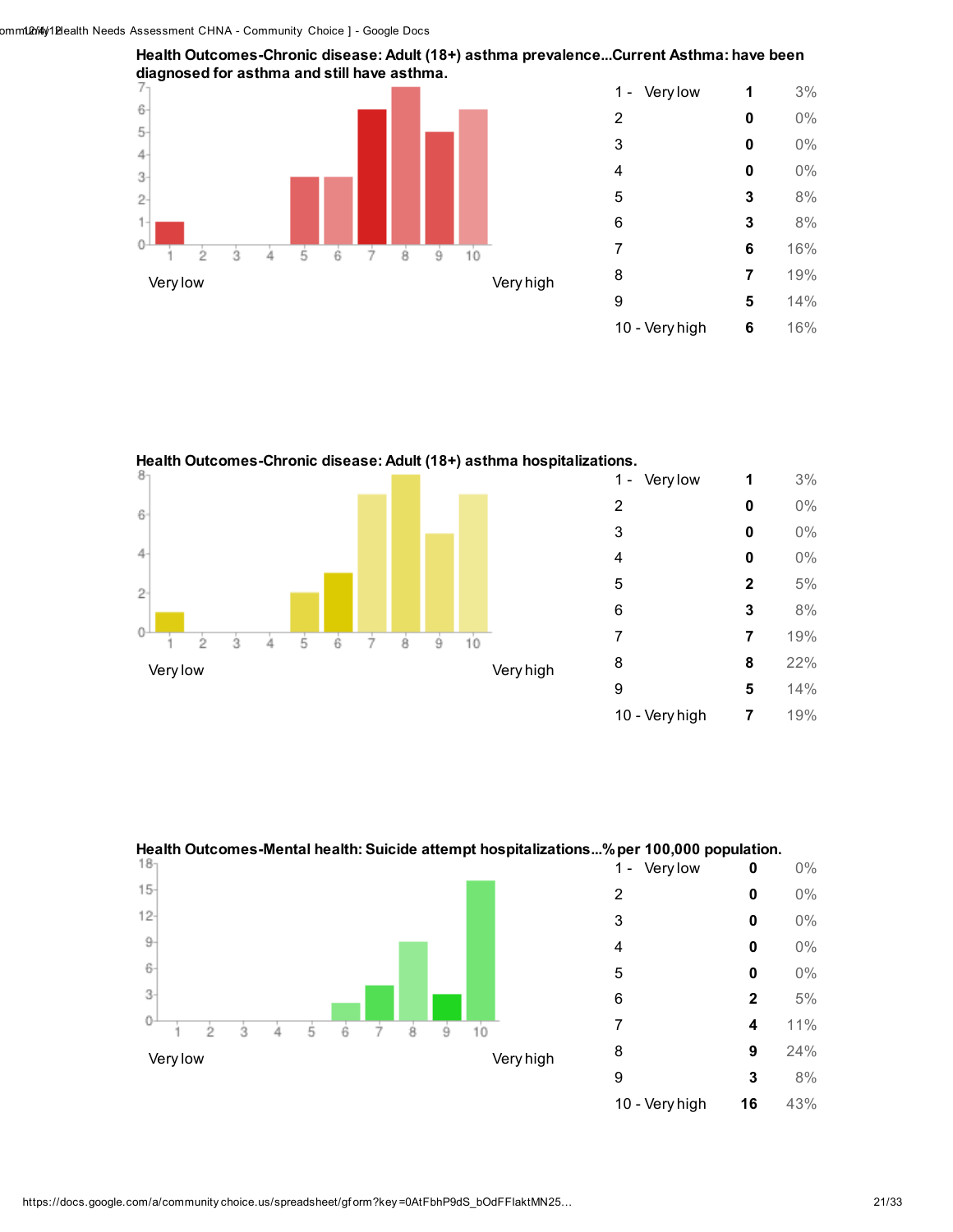**Health Outcomes-Chronic disease: Adult (18+) asthma prevalence...Current Asthma: have been diagnosed for asthma and still have asthma.**

| Rating | Count | Percent |
|---|---|---|
| 1 - Very low | 1 | 3% |
| 2 | 0 | 0% |
| 3 | 0 | 0% |
| 4 | 0 | 0% |
| 5 | 3 | 8% |
| 6 | 3 | 8% |
| 7 | 6 | 16% |
| 8 | 7 | 19% |
| 9 | 5 | 14% |
| 10 - Very high | 6 | 16% |

**Health Outcomes-Chronic disease: Adult (18+) asthma hospitalizations.**

| Rating | Count | Percent |
|---|---|---|
| 1 - Very low | 1 | 3% |
| 2 | 0 | 0% |
| 3 | 0 | 0% |
| 4 | 0 | 0% |
| 5 | 2 | 5% |
| 6 | 3 | 8% |
| 7 | 7 | 19% |
| 8 | 8 | 22% |
| 9 | 5 | 14% |
| 10 - Very high | 7 | 19% |

**Health Outcomes-Mental health: Suicide attempt hospitalizations...% per 100,000 population.**

| Rating | Count | Percent |
|---|---|---|
| 1 - Very low | 0 | 0% |
| 2 | 0 | 0% |
| 3 | 0 | 0% |
| 4 | 0 | 0% |
| 5 | 0 | 0% |
| 6 | 2 | 5% |
| 7 | 4 | 11% |
| 8 | 9 | 24% |
| 9 | 3 | 8% |
| 10 - Very high | 16 | 43% |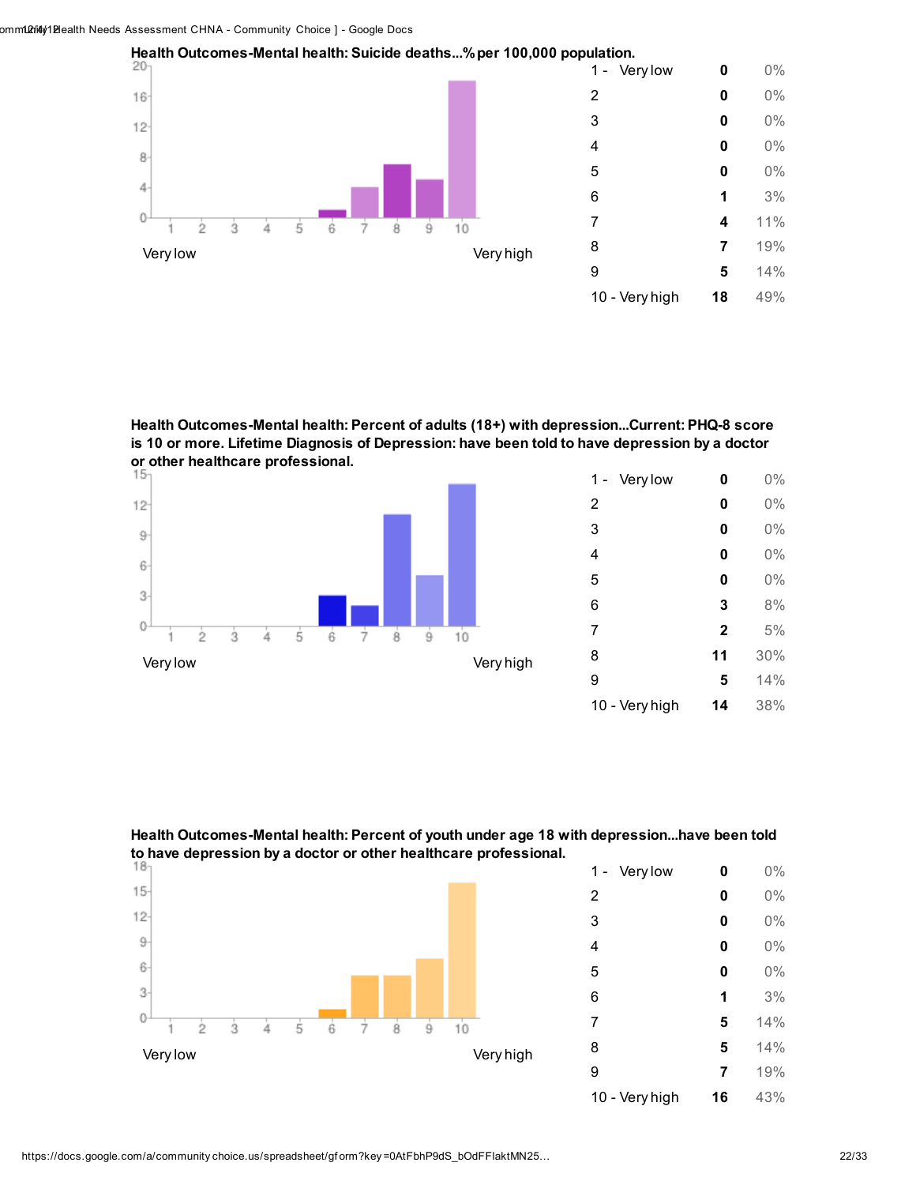**Health Outcomes-Mental health: Suicide deaths...% per 100,000 population.**

| Rating | Count | Percent |
|---|---|---|
| 1 - Very low | 0 | 0% |
| 2 | 0 | 0% |
| 3 | 0 | 0% |
| 4 | 0 | 0% |
| 5 | 0 | 0% |
| 6 | 1 | 3% |
| 7 | 4 | 11% |
| 8 | 7 | 19% |
| 9 | 5 | 14% |
| 10 - Very high | 18 | 49% |

**Health Outcomes-Mental health: Percent of adults (18+) with depression...Current: PHQ-8 score is 10 or more. Lifetime Diagnosis of Depression: have been told to have depression by a doctor or other healthcare professional.**

| Rating | Count | Percent |
|---|---|---|
| 1 - Very low | 0 | 0% |
| 2 | 0 | 0% |
| 3 | 0 | 0% |
| 4 | 0 | 0% |
| 5 | 0 | 0% |
| 6 | 3 | 8% |
| 7 | 2 | 5% |
| 8 | 11 | 30% |
| 9 | 5 | 14% |
| 10 - Very high | 14 | 38% |

**Health Outcomes-Mental health: Percent of youth under age 18 with depression...have been told to have depression by a doctor or other healthcare professional.**

| Rating | Count | Percent |
|---|---|---|
| 1 - Very low | 0 | 0% |
| 2 | 0 | 0% |
| 3 | 0 | 0% |
| 4 | 0 | 0% |
| 5 | 0 | 0% |
| 6 | 1 | 3% |
| 7 | 5 | 14% |
| 8 | 5 | 14% |
| 9 | 7 | 19% |
| 10 - Very high | 16 | 43% |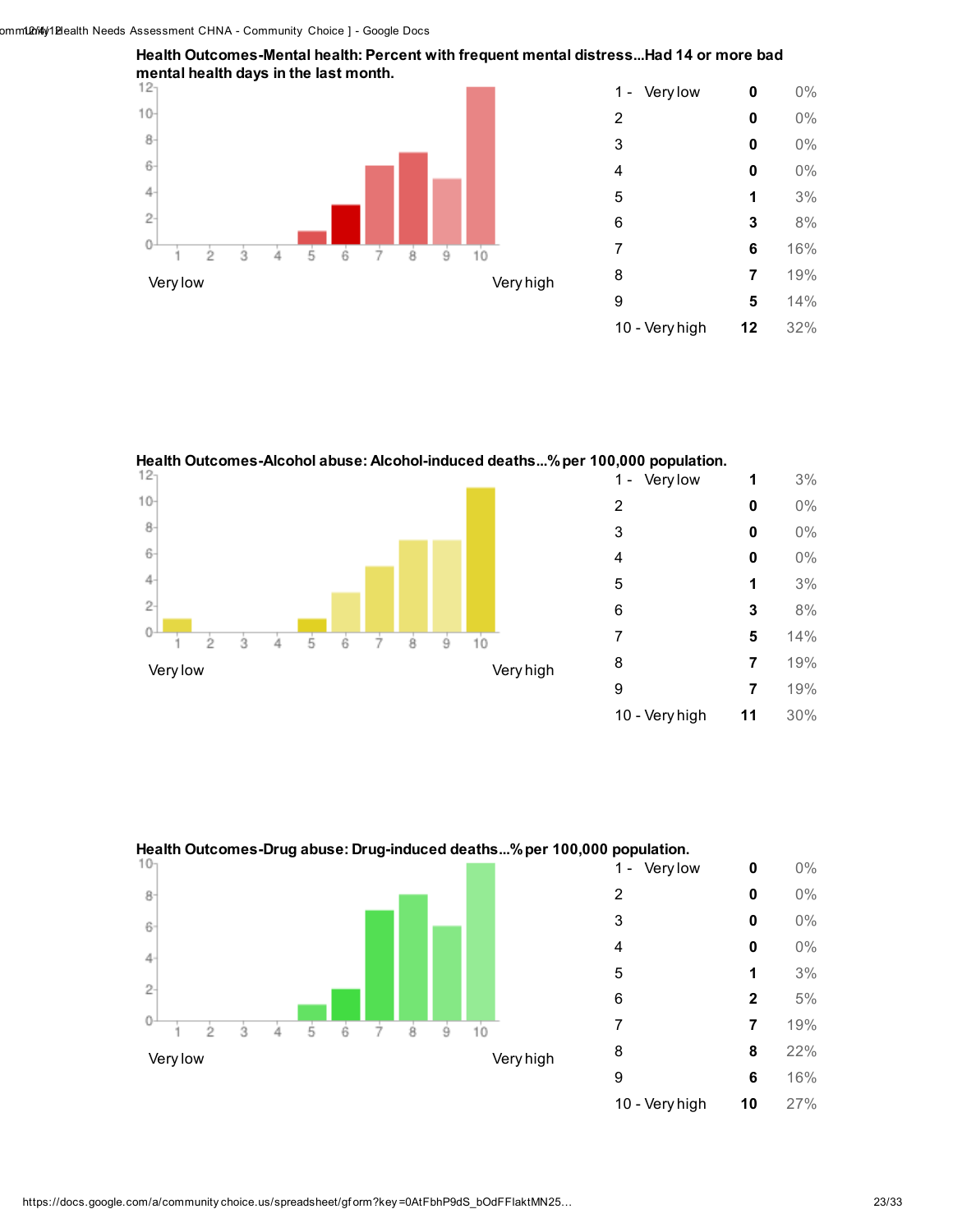**Health Outcomes-Mental health: Percent with frequent mental distress...Had 14 or more bad mental health days in the last month.**

| Rating | Count | Percent |
|---|---|---|
| 1 - Very low | 0 | 0% |
| 2 | 0 | 0% |
| 3 | 0 | 0% |
| 4 | 0 | 0% |
| 5 | 1 | 3% |
| 6 | 3 | 8% |
| 7 | 6 | 16% |
| 8 | 7 | 19% |
| 9 | 5 | 14% |
| 10 - Very high | 12 | 32% |

**Health Outcomes-Alcohol abuse: Alcohol-induced deaths...% per 100,000 population.**

| Rating | Count | Percent |
|---|---|---|
| 1 - Very low | 1 | 3% |
| 2 | 0 | 0% |
| 3 | 0 | 0% |
| 4 | 0 | 0% |
| 5 | 1 | 3% |
| 6 | 3 | 8% |
| 7 | 5 | 14% |
| 8 | 7 | 19% |
| 9 | 7 | 19% |
| 10 - Very high | 11 | 30% |

**Health Outcomes-Drug abuse: Drug-induced deaths...% per 100,000 population.**

| Rating | Count | Percent |
|---|---|---|
| 1 - Very low | 0 | 0% |
| 2 | 0 | 0% |
| 3 | 0 | 0% |
| 4 | 0 | 0% |
| 5 | 1 | 3% |
| 6 | 2 | 5% |
| 7 | 7 | 19% |
| 8 | 8 | 22% |
| 9 | 6 | 16% |
| 10 - Very high | 10 | 27% |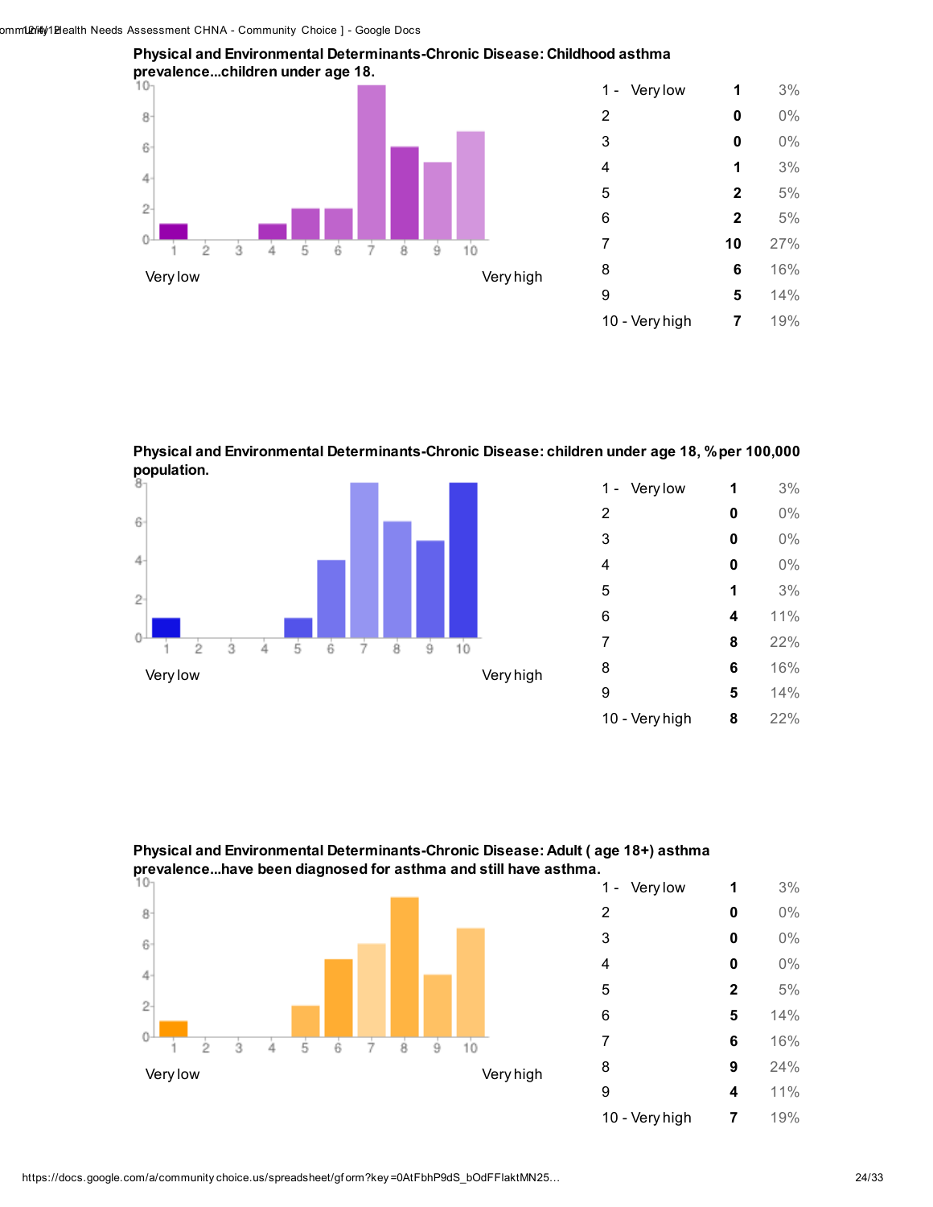**Physical and Environmental Determinants-Chronic Disease: Childhood asthma prevalence...children under age 18.**

| Rating | Count | Percent |
|---|---|---|
| 1 - Very low | 1 | 3% |
| 2 | 0 | 0% |
| 3 | 0 | 0% |
| 4 | 1 | 3% |
| 5 | 2 | 5% |
| 6 | 2 | 5% |
| 7 | 10 | 27% |
| 8 | 6 | 16% |
| 9 | 5 | 14% |
| 10 - Very high | 7 | 19% |

**Physical and Environmental Determinants-Chronic Disease: children under age 18, % per 100,000 population.**

| Rating | Count | Percent |
|---|---|---|
| 1 - Very low | 1 | 3% |
| 2 | 0 | 0% |
| 3 | 0 | 0% |
| 4 | 0 | 0% |
| 5 | 1 | 3% |
| 6 | 4 | 11% |
| 7 | 8 | 22% |
| 8 | 6 | 16% |
| 9 | 5 | 14% |
| 10 - Very high | 8 | 22% |

**Physical and Environmental Determinants-Chronic Disease: Adult ( age 18+) asthma prevalence...have been diagnosed for asthma and still have asthma.**

| Rating | Count | Percent |
|---|---|---|
| 1 - Very low | 1 | 3% |
| 2 | 0 | 0% |
| 3 | 0 | 0% |
| 4 | 0 | 0% |
| 5 | 2 | 5% |
| 6 | 5 | 14% |
| 7 | 6 | 16% |
| 8 | 9 | 24% |
| 9 | 4 | 11% |
| 10 - Very high | 7 | 19% |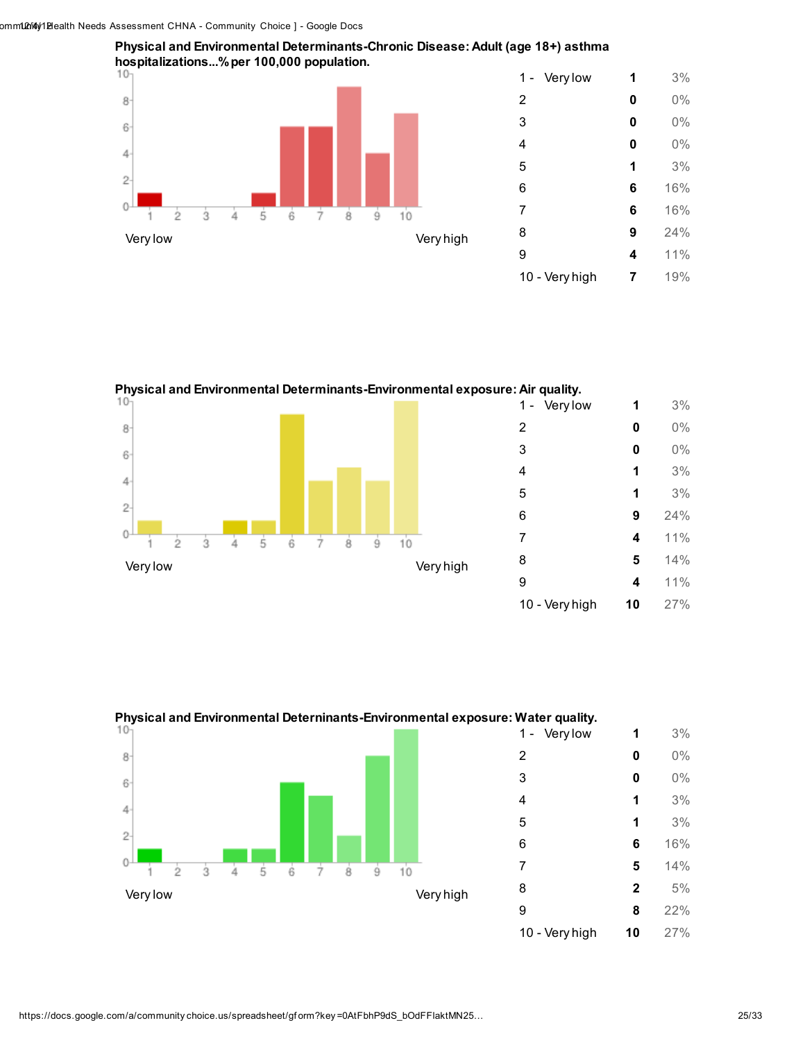**Physical and Environmental Determinants-Chronic Disease: Adult (age 18+) asthma hospitalizations...% per 100,000 population.**

| Rating | Count | Percent |
|---|---|---|
| 1 - Very low | 1 | 3% |
| 2 | 0 | 0% |
| 3 | 0 | 0% |
| 4 | 0 | 0% |
| 5 | 1 | 3% |
| 6 | 6 | 16% |
| 7 | 6 | 16% |
| 8 | 9 | 24% |
| 9 | 4 | 11% |
| 10 - Very high | 7 | 19% |

**Physical and Environmental Determinants-Environmental exposure: Air quality.**

| Rating | Count | Percent |
|---|---|---|
| 1 - Very low | 1 | 3% |
| 2 | 0 | 0% |
| 3 | 0 | 0% |
| 4 | 1 | 3% |
| 5 | 1 | 3% |
| 6 | 9 | 24% |
| 7 | 4 | 11% |
| 8 | 5 | 14% |
| 9 | 4 | 11% |
| 10 - Very high | 10 | 27% |

**Physical and Environmental Deterninants-Environmental exposure: Water quality.**

| Rating | Count | Percent |
|---|---|---|
| 1 - Very low | 1 | 3% |
| 2 | 0 | 0% |
| 3 | 0 | 0% |
| 4 | 1 | 3% |
| 5 | 1 | 3% |
| 6 | 6 | 16% |
| 7 | 5 | 14% |
| 8 | 2 | 5% |
| 9 | 8 | 22% |
| 10 - Very high | 10 | 27% |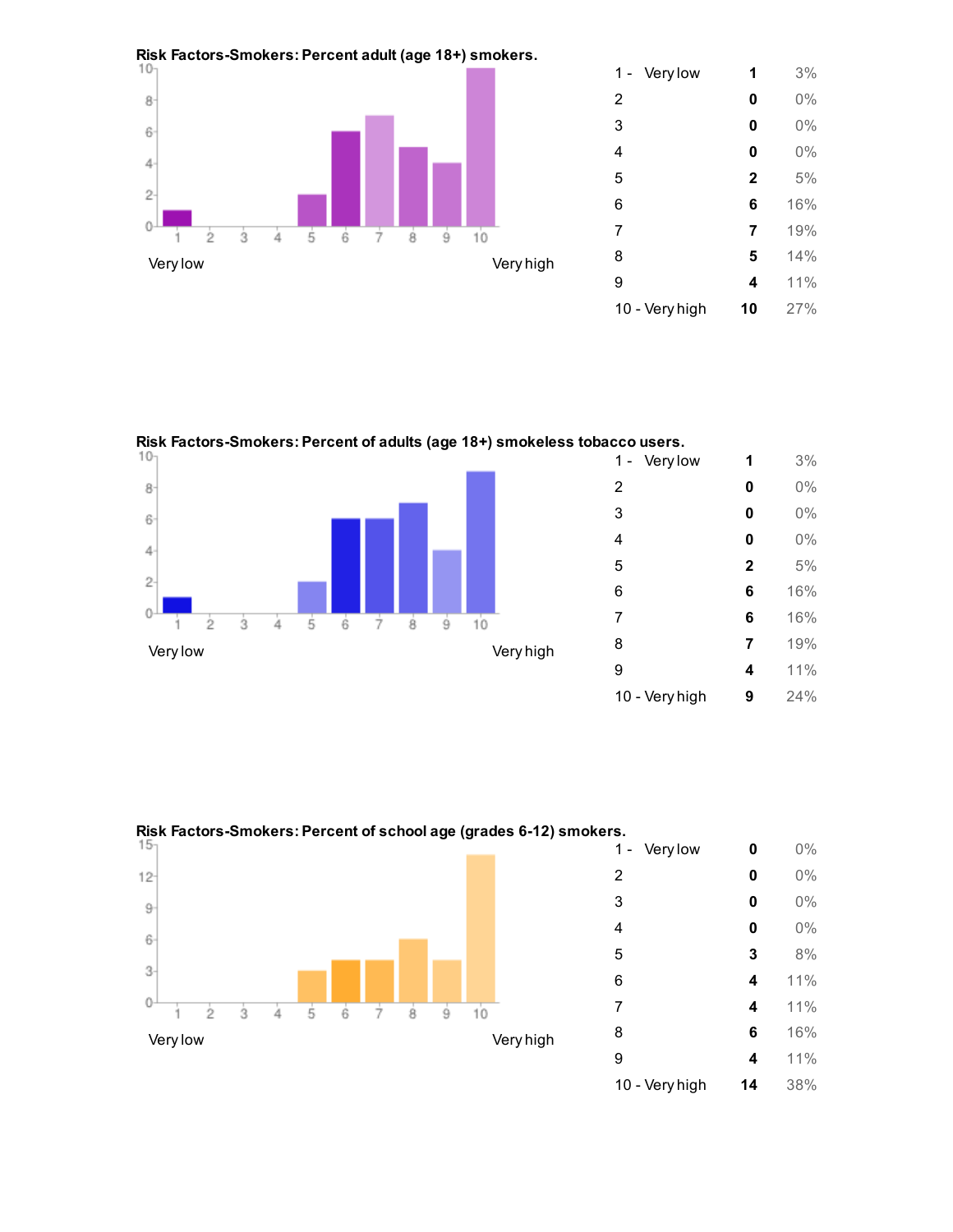**Risk Factors-Smokers: Percent adult (age 18+) smokers.**

| Rating | Count | Percent |
|---|---|---|
| 1 - Very low | 1 | 3% |
| 2 | 0 | 0% |
| 3 | 0 | 0% |
| 4 | 0 | 0% |
| 5 | 2 | 5% |
| 6 | 6 | 16% |
| 7 | 7 | 19% |
| 8 | 5 | 14% |
| 9 | 4 | 11% |
| 10 - Very high | 10 | 27% |

**Risk Factors-Smokers: Percent of adults (age 18+) smokeless tobacco users.**

| Rating | Count | Percent |
|---|---|---|
| 1 - Very low | 1 | 3% |
| 2 | 0 | 0% |
| 3 | 0 | 0% |
| 4 | 0 | 0% |
| 5 | 2 | 5% |
| 6 | 6 | 16% |
| 7 | 6 | 16% |
| 8 | 7 | 19% |
| 9 | 4 | 11% |
| 10 - Very high | 9 | 24% |

**Risk Factors-Smokers: Percent of school age (grades 6-12) smokers.**

| Rating | Count | Percent |
|---|---|---|
| 1 - Very low | 0 | 0% |
| 2 | 0 | 0% |
| 3 | 0 | 0% |
| 4 | 0 | 0% |
| 5 | 3 | 8% |
| 6 | 4 | 11% |
| 7 | 4 | 11% |
| 8 | 6 | 16% |
| 9 | 4 | 11% |
| 10 - Very high | 14 | 38% |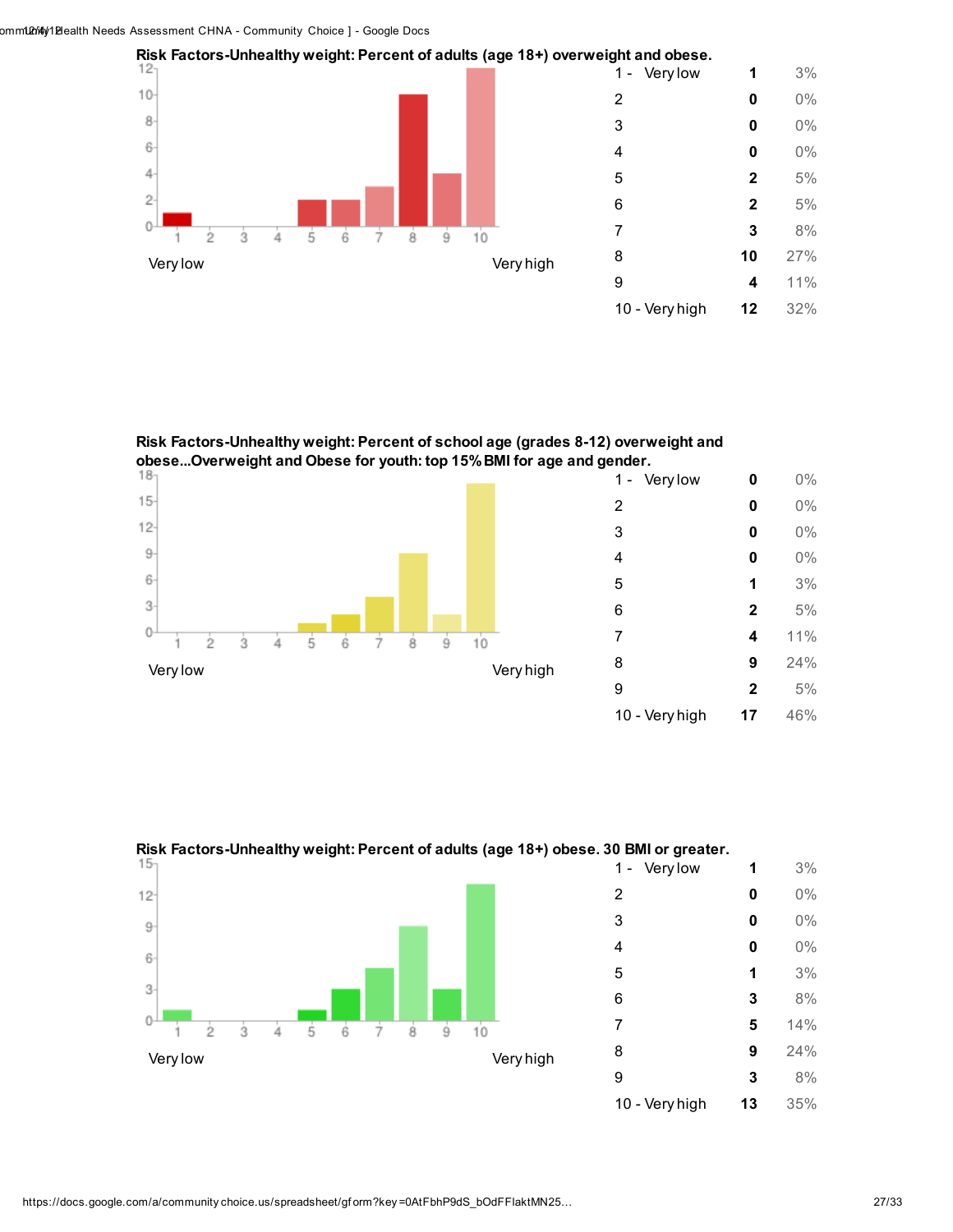**Risk Factors-Unhealthy weight: Percent of adults (age 18+) overweight and obese.**

| Rating | Count | Percent |
|---|---|---|
| 1 - Very low | 1 | 3% |
| 2 | 0 | 0% |
| 3 | 0 | 0% |
| 4 | 0 | 0% |
| 5 | 2 | 5% |
| 6 | 2 | 5% |
| 7 | 3 | 8% |
| 8 | 10 | 27% |
| 9 | 4 | 11% |
| 10 - Very high | 12 | 32% |

**Risk Factors-Unhealthy weight: Percent of school age (grades 8-12) overweight and obese...Overweight and Obese for youth: top 15% BMI for age and gender.**

| Rating | Count | Percent |
|---|---|---|
| 1 - Very low | 0 | 0% |
| 2 | 0 | 0% |
| 3 | 0 | 0% |
| 4 | 0 | 0% |
| 5 | 1 | 3% |
| 6 | 2 | 5% |
| 7 | 4 | 11% |
| 8 | 9 | 24% |
| 9 | 2 | 5% |
| 10 - Very high | 17 | 46% |

**Risk Factors-Unhealthy weight: Percent of adults (age 18+) obese. 30 BMI or greater.**

| Rating | Count | Percent |
|---|---|---|
| 1 - Very low | 1 | 3% |
| 2 | 0 | 0% |
| 3 | 0 | 0% |
| 4 | 0 | 0% |
| 5 | 1 | 3% |
| 6 | 3 | 8% |
| 7 | 5 | 14% |
| 8 | 9 | 24% |
| 9 | 3 | 8% |
| 10 - Very high | 13 | 35% |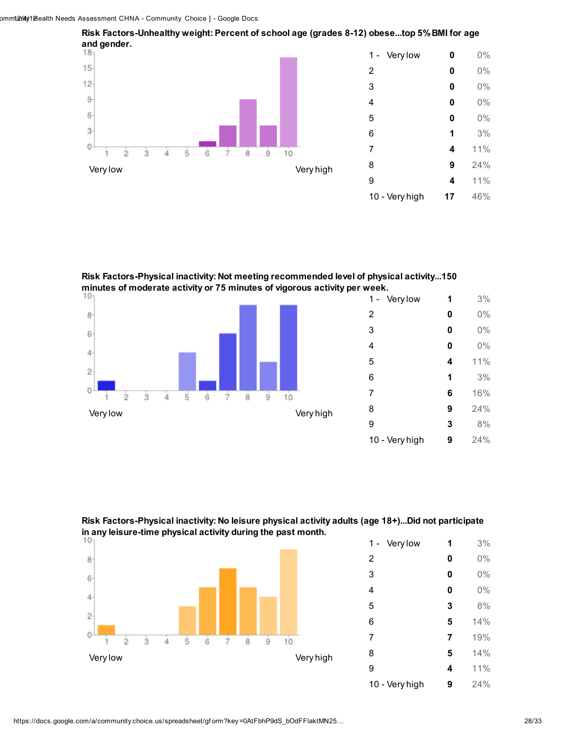**Risk Factors-Unhealthy weight: Percent of school age (grades 8-12) obese...top 5% BMI for age and gender.**

| Rating | Count | Percent |
|---|---|---|
| 1 - Very low | 0 | 0% |
| 2 | 0 | 0% |
| 3 | 0 | 0% |
| 4 | 0 | 0% |
| 5 | 0 | 0% |
| 6 | 1 | 3% |
| 7 | 4 | 11% |
| 8 | 9 | 24% |
| 9 | 4 | 11% |
| 10 - Very high | 17 | 46% |

**Risk Factors-Physical inactivity: Not meeting recommended level of physical activity...150 minutes of moderate activity or 75 minutes of vigorous activity per week.**

| Rating | Count | Percent |
|---|---|---|
| 1 - Very low | 1 | 3% |
| 2 | 0 | 0% |
| 3 | 0 | 0% |
| 4 | 0 | 0% |
| 5 | 4 | 11% |
| 6 | 1 | 3% |
| 7 | 6 | 16% |
| 8 | 9 | 24% |
| 9 | 3 | 8% |
| 10 - Very high | 9 | 24% |

**Risk Factors-Physical inactivity: No leisure physical activity adults (age 18+)...Did not participate in any leisure-time physical activity during the past month.**

| Rating | Count | Percent |
|---|---|---|
| 1 - Very low | 1 | 3% |
| 2 | 0 | 0% |
| 3 | 0 | 0% |
| 4 | 0 | 0% |
| 5 | 3 | 8% |
| 6 | 5 | 14% |
| 7 | 7 | 19% |
| 8 | 5 | 14% |
| 9 | 4 | 11% |
| 10 - Very high | 9 | 24% |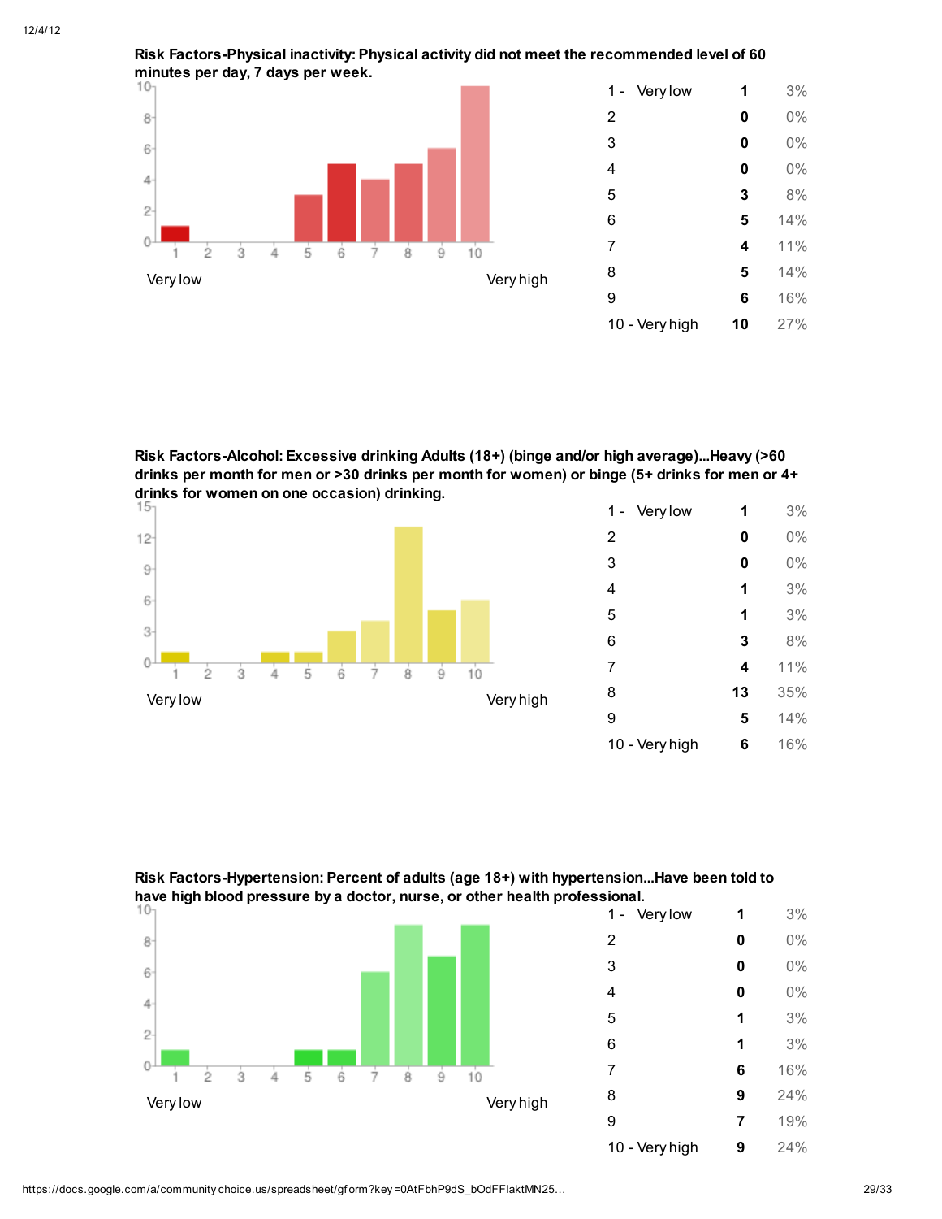**Risk Factors-Physical inactivity: Physical activity did not meet the recommended level of 60 minutes per day, 7 days per week.**

| | | |
|---|---|---|
| 1 - Very low | 1 | 3% |
| 2 | 0 | 0% |
| 3 | 0 | 0% |
| 4 | 0 | 0% |
| 5 | 3 | 8% |
| 6 | 5 | 14% |
| 7 | 4 | 11% |
| 8 | 5 | 14% |
| 9 | 6 | 16% |
| 10 - Very high | 10 | 27% |

**Risk Factors-Alcohol: Excessive drinking Adults (18+) (binge and/or high average)...Heavy (>60 drinks per month for men or >30 drinks per month for women) or binge (5+ drinks for men or 4+ drinks for women on one occasion) drinking.**

| | | |
|---|---|---|
| 1 - Very low | 1 | 3% |
| 2 | 0 | 0% |
| 3 | 0 | 0% |
| 4 | 1 | 3% |
| 5 | 1 | 3% |
| 6 | 3 | 8% |
| 7 | 4 | 11% |
| 8 | 13 | 35% |
| 9 | 5 | 14% |
| 10 - Very high | 6 | 16% |

**Risk Factors-Hypertension: Percent of adults (age 18+) with hypertension...Have been told to have high blood pressure by a doctor, nurse, or other health professional.**

| | | |
|---|---|---|
| 1 - Very low | 1 | 3% |
| 2 | 0 | 0% |
| 3 | 0 | 0% |
| 4 | 0 | 0% |
| 5 | 1 | 3% |
| 6 | 1 | 3% |
| 7 | 6 | 16% |
| 8 | 9 | 24% |
| 9 | 7 | 19% |
| 10 - Very high | 9 | 24% |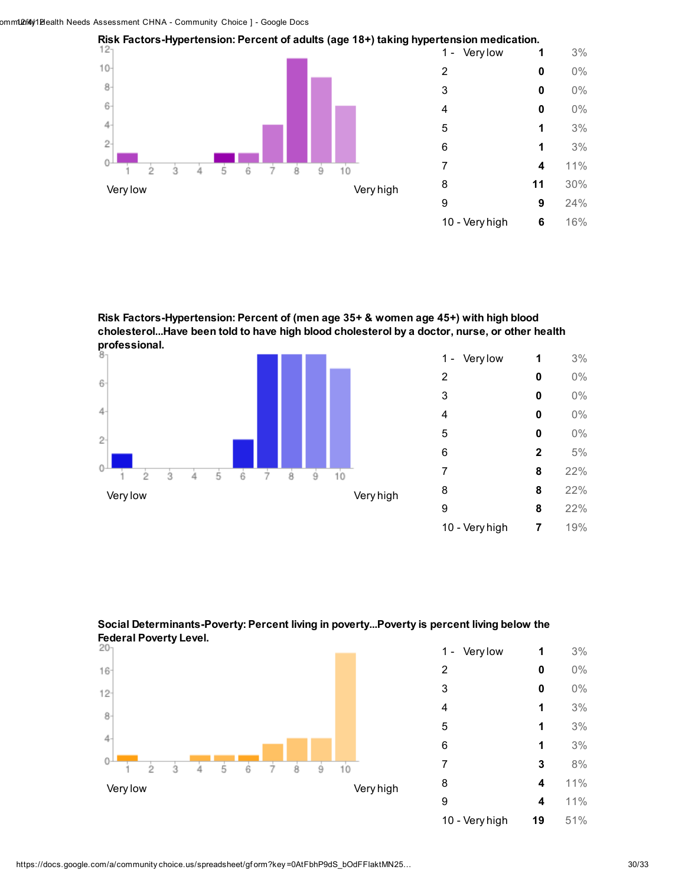**Risk Factors-Hypertension: Percent of adults (age 18+) taking hypertension medication.**

| Rating | Count | Percent |
|---|---|---|
| 1 - Very low | 1 | 3% |
| 2 | 0 | 0% |
| 3 | 0 | 0% |
| 4 | 0 | 0% |
| 5 | 1 | 3% |
| 6 | 1 | 3% |
| 7 | 4 | 11% |
| 8 | 11 | 30% |
| 9 | 9 | 24% |
| 10 - Very high | 6 | 16% |

**Risk Factors-Hypertension: Percent of (men age 35+ & women age 45+) with high blood cholesterol...Have been told to have high blood cholesterol by a doctor, nurse, or other health professional.**

| Rating | Count | Percent |
|---|---|---|
| 1 - Very low | 1 | 3% |
| 2 | 0 | 0% |
| 3 | 0 | 0% |
| 4 | 0 | 0% |
| 5 | 0 | 0% |
| 6 | 2 | 5% |
| 7 | 8 | 22% |
| 8 | 8 | 22% |
| 9 | 8 | 22% |
| 10 - Very high | 7 | 19% |

**Social Determinants-Poverty: Percent living in poverty...Poverty is percent living below the Federal Poverty Level.**

| Rating | Count | Percent |
|---|---|---|
| 1 - Very low | 1 | 3% |
| 2 | 0 | 0% |
| 3 | 0 | 0% |
| 4 | 1 | 3% |
| 5 | 1 | 3% |
| 6 | 1 | 3% |
| 7 | 3 | 8% |
| 8 | 4 | 11% |
| 9 | 4 | 11% |
| 10 - Very high | 19 | 51% |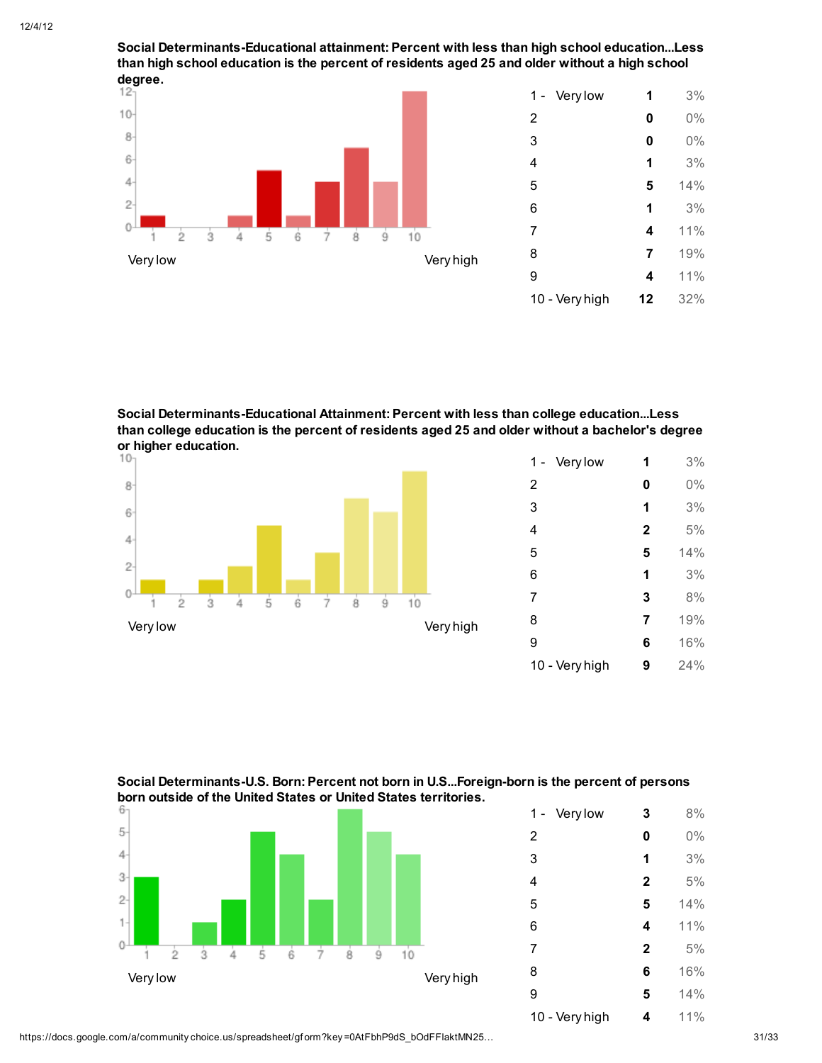**Social Determinants-Educational attainment: Percent with less than high school education...Less than high school education is the percent of residents aged 25 and older without a high school degree.**

| Rating | Count | Percent |
|---|---|---|
| 1 - Very low | 1 | 3% |
| 2 | 0 | 0% |
| 3 | 0 | 0% |
| 4 | 1 | 3% |
| 5 | 5 | 14% |
| 6 | 1 | 3% |
| 7 | 4 | 11% |
| 8 | 7 | 19% |
| 9 | 4 | 11% |
| 10 - Very high | 12 | 32% |

**Social Determinants-Educational Attainment: Percent with less than college education...Less than college education is the percent of residents aged 25 and older without a bachelor's degree or higher education.**

| Rating | Count | Percent |
|---|---|---|
| 1 - Very low | 1 | 3% |
| 2 | 0 | 0% |
| 3 | 1 | 3% |
| 4 | 2 | 5% |
| 5 | 5 | 14% |
| 6 | 1 | 3% |
| 7 | 3 | 8% |
| 8 | 7 | 19% |
| 9 | 6 | 16% |
| 10 - Very high | 9 | 24% |

**Social Determinants-U.S. Born: Percent not born in U.S...Foreign-born is the percent of persons born outside of the United States or United States territories.**

| Rating | Count | Percent |
|---|---|---|
| 1 - Very low | 3 | 8% |
| 2 | 0 | 0% |
| 3 | 1 | 3% |
| 4 | 2 | 5% |
| 5 | 5 | 14% |
| 6 | 4 | 11% |
| 7 | 2 | 5% |
| 8 | 6 | 16% |
| 9 | 5 | 14% |
| 10 - Very high | 4 | 11% |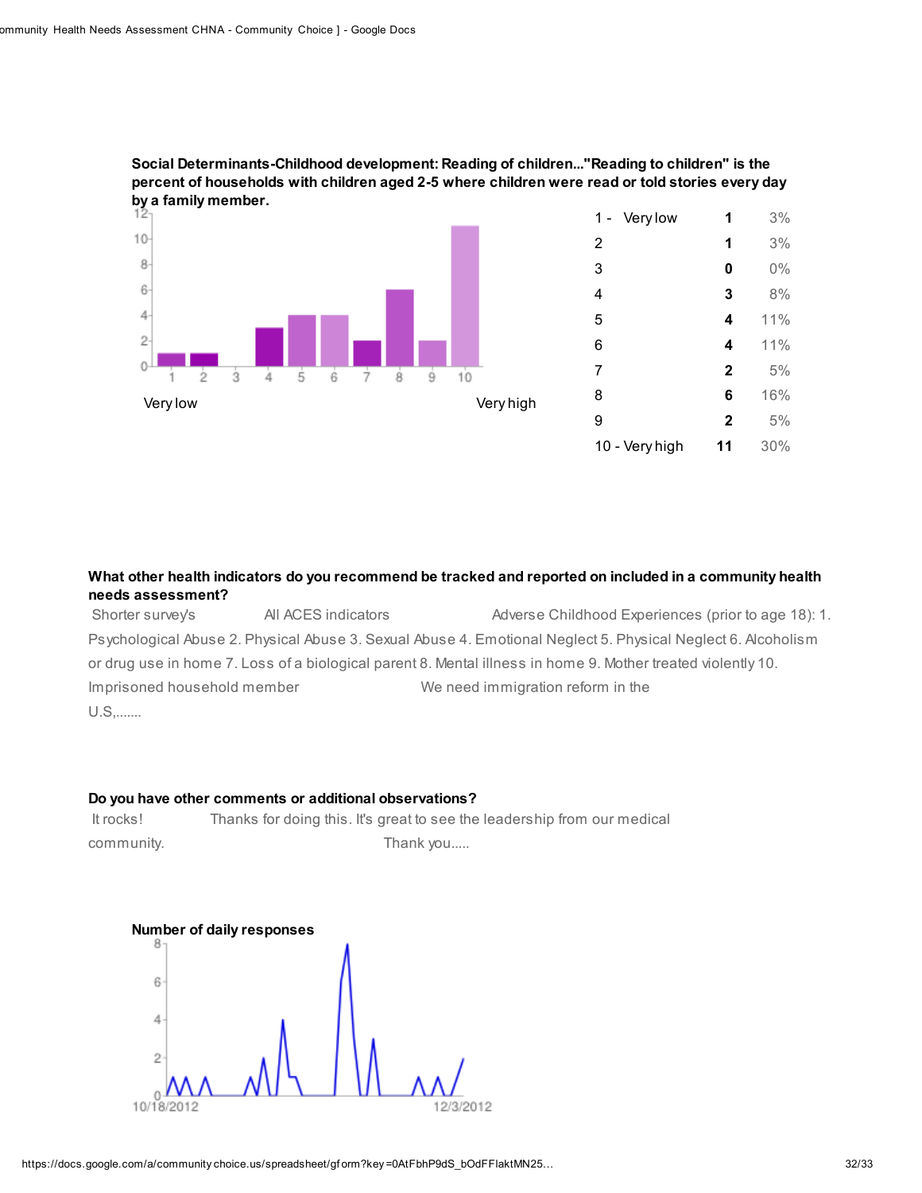**Social Determinants-Childhood development: Reading of children..."Reading to children" is the percent of households with children aged 2-5 where children were read or told stories every day by a family member.**

| | | |
|---|---|---|
| 1 - Very low | **1** | 3% |
| 2 | **1** | 3% |
| 3 | **0** | 0% |
| 4 | **3** | 8% |
| 5 | **4** | 11% |
| 6 | **4** | 11% |
| 7 | **2** | 5% |
| 8 | **6** | 16% |
| 9 | **2** | 5% |
| 10 - Very high | **11** | 30% |

**What other health indicators do you recommend be tracked and reported on included in a community health needs assessment?**

Shorter survey's

All ACES indicators

Adverse Childhood Experiences (prior to age 18): 1. Psychological Abuse 2. Physical Abuse 3. Sexual Abuse 4. Emotional Neglect 5. Physical Neglect 6. Alcoholism or drug use in home 7. Loss of a biological parent 8. Mental illness in home 9. Mother treated violently 10. Imprisoned household member

We need immigration reform in the U.S,.......

**Do you have other comments or additional observations?**

It rocks!

Thanks for doing this. It's great to see the leadership from our medical community.

Thank you.....

**Number of daily responses**